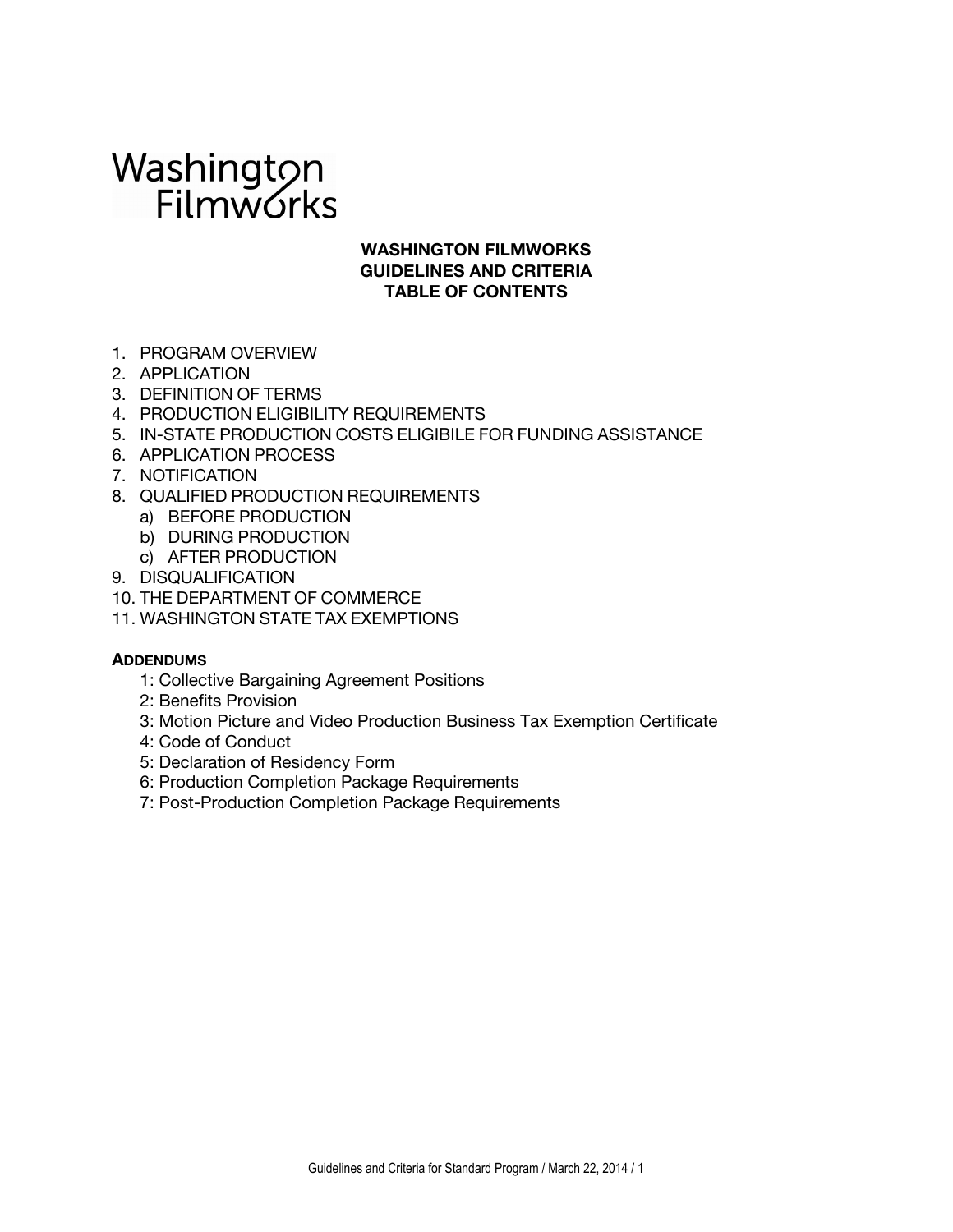Washington Filmworks

# WASHINGTON FILMWORKS
# GUIDELINES AND CRITERIA
# TABLE OF CONTENTS

1. PROGRAM OVERVIEW
2. APPLICATION
3. DEFINITION OF TERMS
4. PRODUCTION ELIGIBILITY REQUIREMENTS
5. IN-STATE PRODUCTION COSTS ELIGIBILE FOR FUNDING ASSISTANCE
6. APPLICATION PROCESS
7. NOTIFICATION
8. QUALIFIED PRODUCTION REQUIREMENTS
   a) BEFORE PRODUCTION
   b) DURING PRODUCTION
   c) AFTER PRODUCTION
9. DISQUALIFICATION
10. THE DEPARTMENT OF COMMERCE
11. WASHINGTON STATE TAX EXEMPTIONS

**ADDENDUMS**

1: Collective Bargaining Agreement Positions
2: Benefits Provision
3: Motion Picture and Video Production Business Tax Exemption Certificate
4: Code of Conduct
5: Declaration of Residency Form
6: Production Completion Package Requirements
7: Post-Production Completion Package Requirements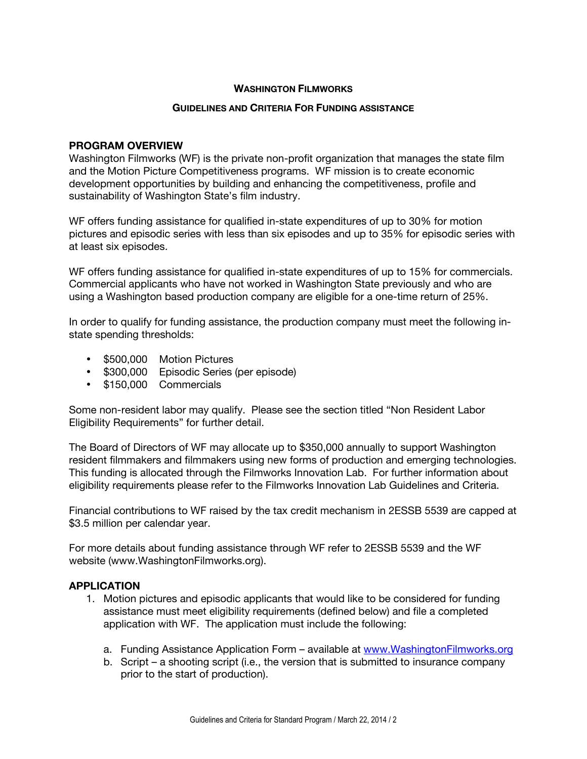## WASHINGTON FILMWORKS

### GUIDELINES AND CRITERIA FOR FUNDING ASSISTANCE

**PROGRAM OVERVIEW**

Washington Filmworks (WF) is the private non-profit organization that manages the state film and the Motion Picture Competitiveness programs. WF mission is to create economic development opportunities by building and enhancing the competitiveness, profile and sustainability of Washington State's film industry.

WF offers funding assistance for qualified in-state expenditures of up to 30% for motion pictures and episodic series with less than six episodes and up to 35% for episodic series with at least six episodes.

WF offers funding assistance for qualified in-state expenditures of up to 15% for commercials. Commercial applicants who have not worked in Washington State previously and who are using a Washington based production company are eligible for a one-time return of 25%.

In order to qualify for funding assistance, the production company must meet the following in-state spending thresholds:

- $500,000 Motion Pictures
- $300,000 Episodic Series (per episode)
- $150,000 Commercials

Some non-resident labor may qualify. Please see the section titled "Non Resident Labor Eligibility Requirements" for further detail.

The Board of Directors of WF may allocate up to $350,000 annually to support Washington resident filmmakers and filmmakers using new forms of production and emerging technologies. This funding is allocated through the Filmworks Innovation Lab. For further information about eligibility requirements please refer to the Filmworks Innovation Lab Guidelines and Criteria.

Financial contributions to WF raised by the tax credit mechanism in 2ESSB 5539 are capped at $3.5 million per calendar year.

For more details about funding assistance through WF refer to 2ESSB 5539 and the WF website (www.WashingtonFilmworks.org).

**APPLICATION**

1. Motion pictures and episodic applicants that would like to be considered for funding assistance must meet eligibility requirements (defined below) and file a completed application with WF. The application must include the following:

   a. Funding Assistance Application Form – available at www.WashingtonFilmworks.org
   b. Script – a shooting script (i.e., the version that is submitted to insurance company prior to the start of production).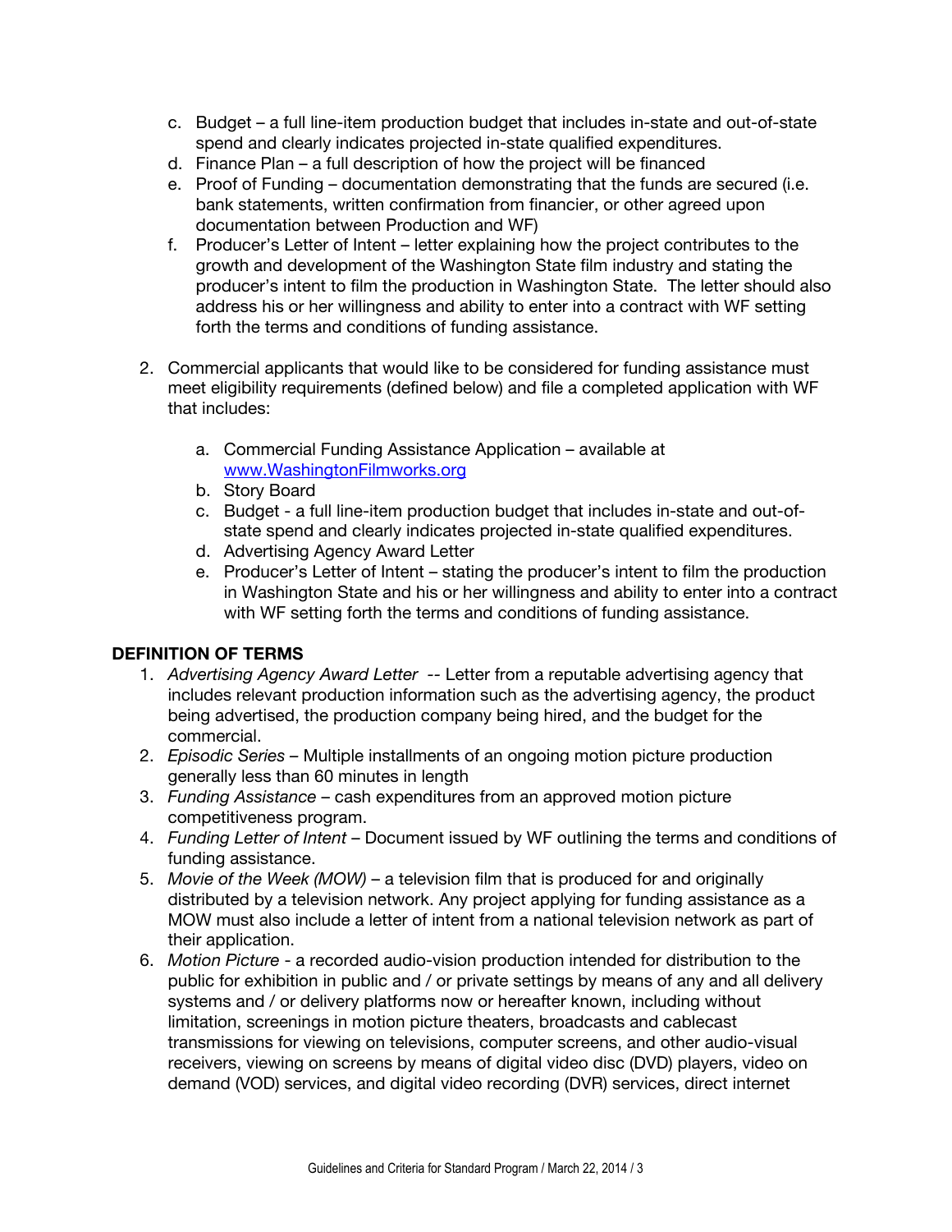c. Budget – a full line-item production budget that includes in-state and out-of-state spend and clearly indicates projected in-state qualified expenditures.
   d. Finance Plan – a full description of how the project will be financed
   e. Proof of Funding – documentation demonstrating that the funds are secured (i.e. bank statements, written confirmation from financier, or other agreed upon documentation between Production and WF)
   f. Producer's Letter of Intent – letter explaining how the project contributes to the growth and development of the Washington State film industry and stating the producer's intent to film the production in Washington State. The letter should also address his or her willingness and ability to enter into a contract with WF setting forth the terms and conditions of funding assistance.

2. Commercial applicants that would like to be considered for funding assistance must meet eligibility requirements (defined below) and file a completed application with WF that includes:

   a. Commercial Funding Assistance Application – available at www.WashingtonFilmworks.org
   b. Story Board
   c. Budget - a full line-item production budget that includes in-state and out-of-state spend and clearly indicates projected in-state qualified expenditures.
   d. Advertising Agency Award Letter
   e. Producer's Letter of Intent – stating the producer's intent to film the production in Washington State and his or her willingness and ability to enter into a contract with WF setting forth the terms and conditions of funding assistance.

## DEFINITION OF TERMS

1. *Advertising Agency Award Letter* -- Letter from a reputable advertising agency that includes relevant production information such as the advertising agency, the product being advertised, the production company being hired, and the budget for the commercial.
2. *Episodic Series* – Multiple installments of an ongoing motion picture production generally less than 60 minutes in length
3. *Funding Assistance* – cash expenditures from an approved motion picture competitiveness program.
4. *Funding Letter of Intent* – Document issued by WF outlining the terms and conditions of funding assistance.
5. *Movie of the Week (MOW)* – a television film that is produced for and originally distributed by a television network. Any project applying for funding assistance as a MOW must also include a letter of intent from a national television network as part of their application.
6. *Motion Picture* - a recorded audio-vision production intended for distribution to the public for exhibition in public and / or private settings by means of any and all delivery systems and / or delivery platforms now or hereafter known, including without limitation, screenings in motion picture theaters, broadcasts and cablecast transmissions for viewing on televisions, computer screens, and other audio-visual receivers, viewing on screens by means of digital video disc (DVD) players, video on demand (VOD) services, and digital video recording (DVR) services, direct internet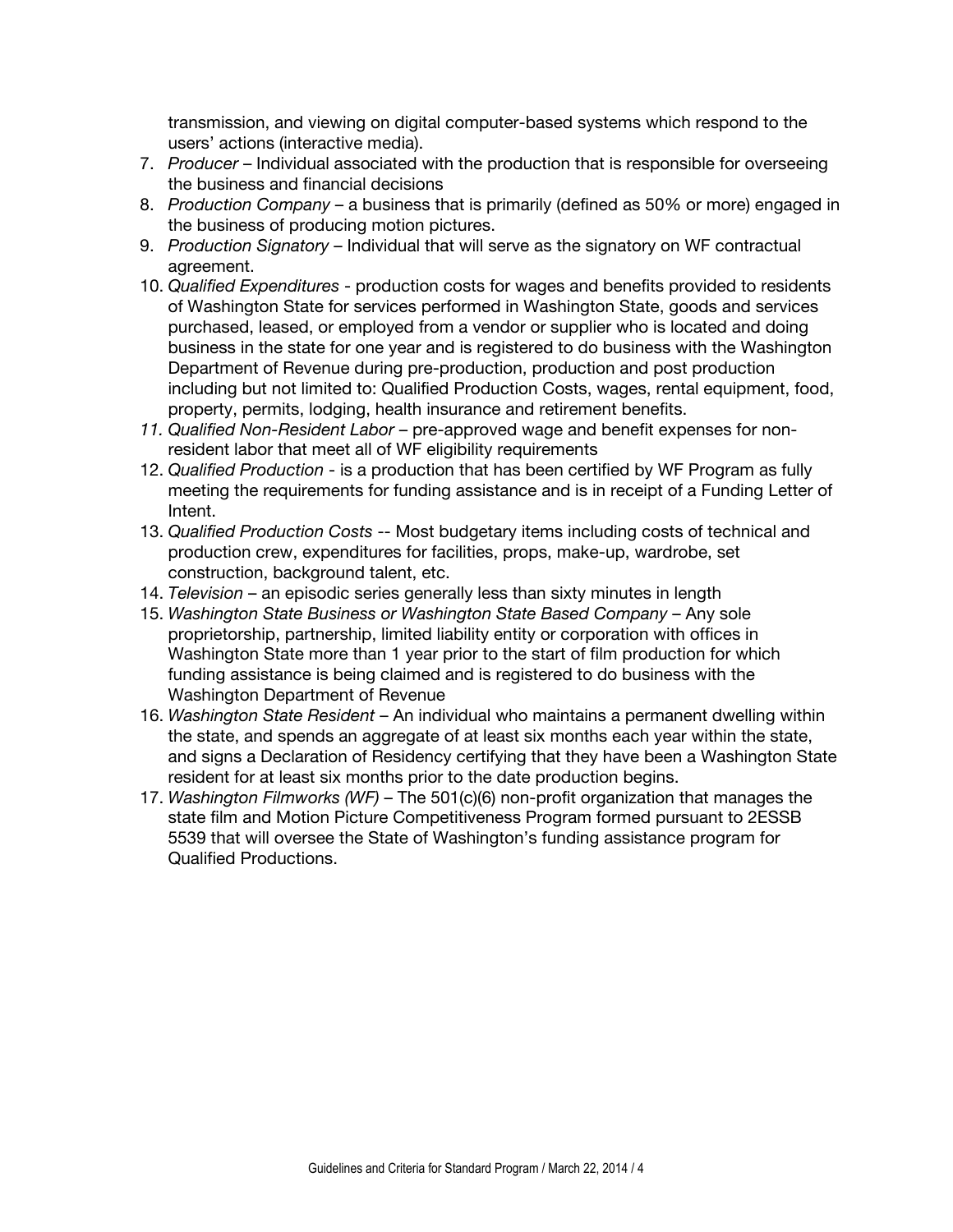transmission, and viewing on digital computer-based systems which respond to the users' actions (interactive media).

7. *Producer* – Individual associated with the production that is responsible for overseeing the business and financial decisions
8. *Production Company* – a business that is primarily (defined as 50% or more) engaged in the business of producing motion pictures.
9. *Production Signatory* – Individual that will serve as the signatory on WF contractual agreement.
10. *Qualified Expenditures* - production costs for wages and benefits provided to residents of Washington State for services performed in Washington State, goods and services purchased, leased, or employed from a vendor or supplier who is located and doing business in the state for one year and is registered to do business with the Washington Department of Revenue during pre-production, production and post production including but not limited to: Qualified Production Costs, wages, rental equipment, food, property, permits, lodging, health insurance and retirement benefits.
11. *Qualified Non-Resident Labor* – pre-approved wage and benefit expenses for non-resident labor that meet all of WF eligibility requirements
12. *Qualified Production* - is a production that has been certified by WF Program as fully meeting the requirements for funding assistance and is in receipt of a Funding Letter of Intent.
13. *Qualified Production Costs* -- Most budgetary items including costs of technical and production crew, expenditures for facilities, props, make-up, wardrobe, set construction, background talent, etc.
14. *Television* – an episodic series generally less than sixty minutes in length
15. *Washington State Business or Washington State Based Company* – Any sole proprietorship, partnership, limited liability entity or corporation with offices in Washington State more than 1 year prior to the start of film production for which funding assistance is being claimed and is registered to do business with the Washington Department of Revenue
16. *Washington State Resident* – An individual who maintains a permanent dwelling within the state, and spends an aggregate of at least six months each year within the state, and signs a Declaration of Residency certifying that they have been a Washington State resident for at least six months prior to the date production begins.
17. *Washington Filmworks (WF)* – The 501(c)(6) non-profit organization that manages the state film and Motion Picture Competitiveness Program formed pursuant to 2ESSB 5539 that will oversee the State of Washington's funding assistance program for Qualified Productions.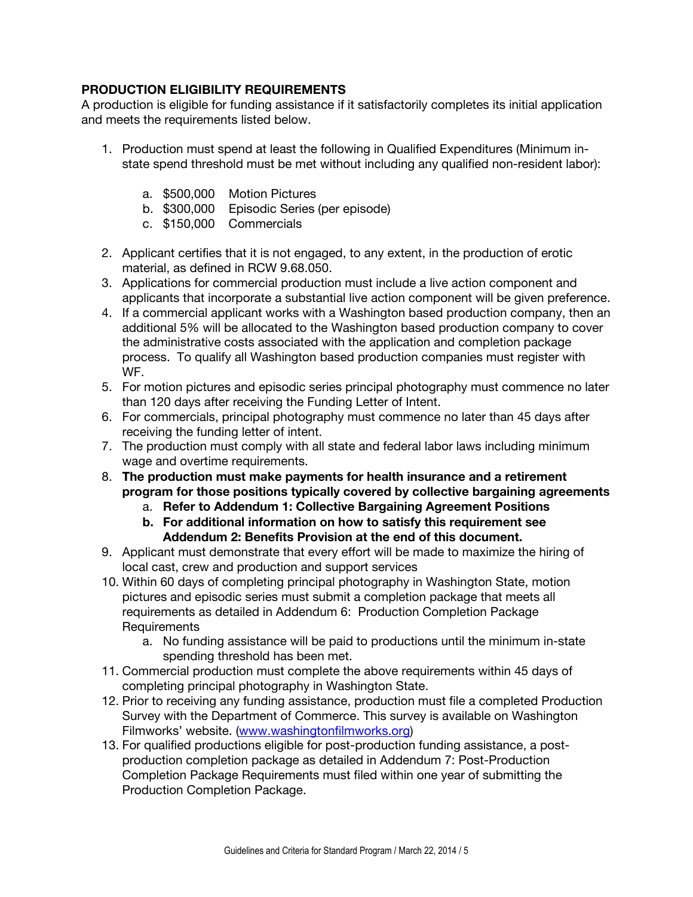**PRODUCTION ELIGIBILITY REQUIREMENTS**

A production is eligible for funding assistance if it satisfactorily completes its initial application and meets the requirements listed below.

1. Production must spend at least the following in Qualified Expenditures (Minimum in-state spend threshold must be met without including any qualified non-resident labor):
    a. $500,000 Motion Pictures
    b. $300,000 Episodic Series (per episode)
    c. $150,000 Commercials
2. Applicant certifies that it is not engaged, to any extent, in the production of erotic material, as defined in RCW 9.68.050.
3. Applications for commercial production must include a live action component and applicants that incorporate a substantial live action component will be given preference.
4. If a commercial applicant works with a Washington based production company, then an additional 5% will be allocated to the Washington based production company to cover the administrative costs associated with the application and completion package process. To qualify all Washington based production companies must register with WF.
5. For motion pictures and episodic series principal photography must commence no later than 120 days after receiving the Funding Letter of Intent.
6. For commercials, principal photography must commence no later than 45 days after receiving the funding letter of intent.
7. The production must comply with all state and federal labor laws including minimum wage and overtime requirements.
8. **The production must make payments for health insurance and a retirement program for those positions typically covered by collective bargaining agreements**
    a. **Refer to Addendum 1: Collective Bargaining Agreement Positions**
    b. **For additional information on how to satisfy this requirement see Addendum 2: Benefits Provision at the end of this document.**
9. Applicant must demonstrate that every effort will be made to maximize the hiring of local cast, crew and production and support services
10. Within 60 days of completing principal photography in Washington State, motion pictures and episodic series must submit a completion package that meets all requirements as detailed in Addendum 6: Production Completion Package Requirements
    a. No funding assistance will be paid to productions until the minimum in-state spending threshold has been met.
11. Commercial production must complete the above requirements within 45 days of completing principal photography in Washington State.
12. Prior to receiving any funding assistance, production must file a completed Production Survey with the Department of Commerce. This survey is available on Washington Filmworks' website. (www.washingtonfilmworks.org)
13. For qualified productions eligible for post-production funding assistance, a post-production completion package as detailed in Addendum 7: Post-Production Completion Package Requirements must filed within one year of submitting the Production Completion Package.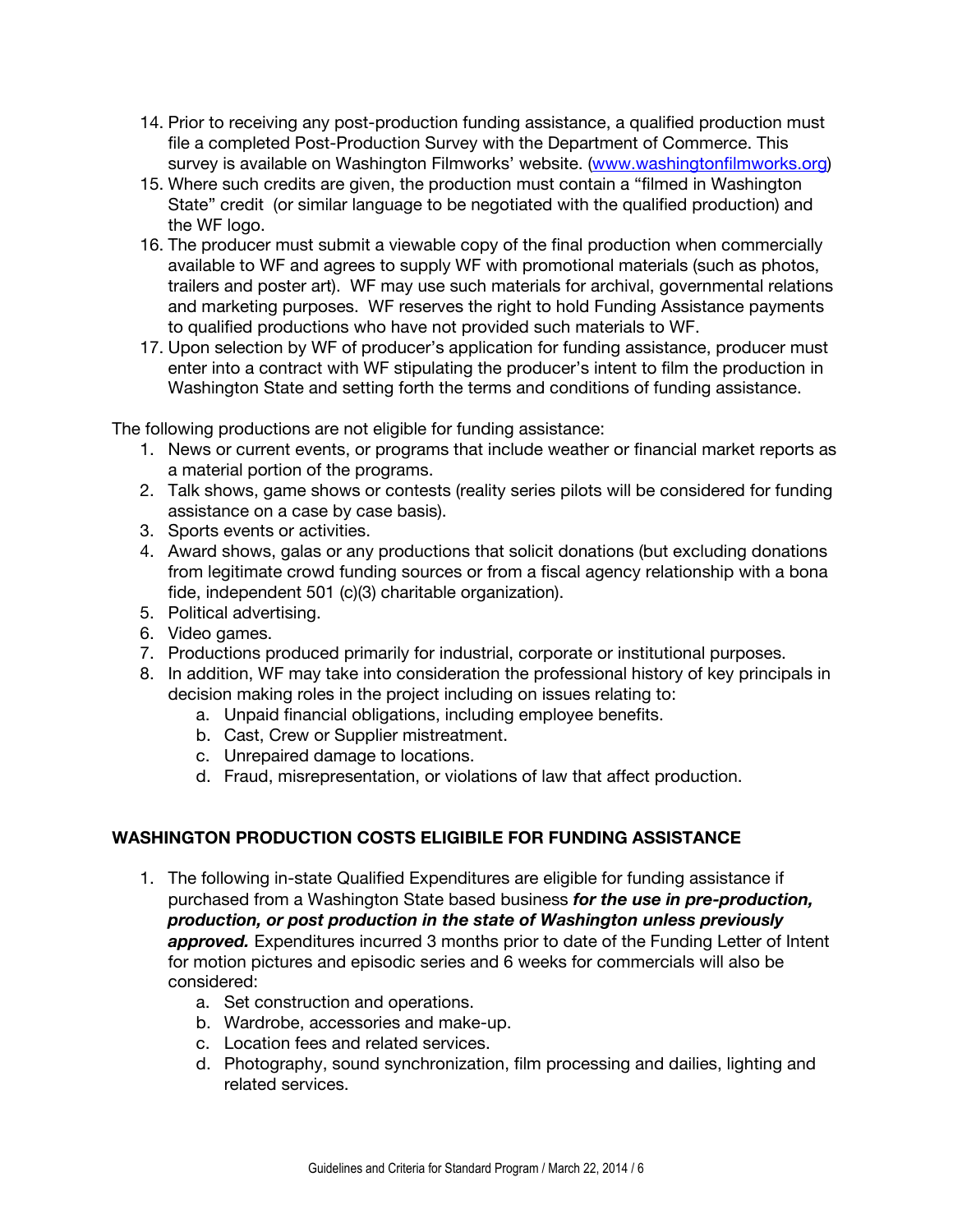14. Prior to receiving any post-production funding assistance, a qualified production must file a completed Post-Production Survey with the Department of Commerce. This survey is available on Washington Filmworks' website. (www.washingtonfilmworks.org)
15. Where such credits are given, the production must contain a "filmed in Washington State" credit (or similar language to be negotiated with the qualified production) and the WF logo.
16. The producer must submit a viewable copy of the final production when commercially available to WF and agrees to supply WF with promotional materials (such as photos, trailers and poster art). WF may use such materials for archival, governmental relations and marketing purposes. WF reserves the right to hold Funding Assistance payments to qualified productions who have not provided such materials to WF.
17. Upon selection by WF of producer's application for funding assistance, producer must enter into a contract with WF stipulating the producer's intent to film the production in Washington State and setting forth the terms and conditions of funding assistance.

The following productions are not eligible for funding assistance:

1. News or current events, or programs that include weather or financial market reports as a material portion of the programs.
2. Talk shows, game shows or contests (reality series pilots will be considered for funding assistance on a case by case basis).
3. Sports events or activities.
4. Award shows, galas or any productions that solicit donations (but excluding donations from legitimate crowd funding sources or from a fiscal agency relationship with a bona fide, independent 501 (c)(3) charitable organization).
5. Political advertising.
6. Video games.
7. Productions produced primarily for industrial, corporate or institutional purposes.
8. In addition, WF may take into consideration the professional history of key principals in decision making roles in the project including on issues relating to:
   a. Unpaid financial obligations, including employee benefits.
   b. Cast, Crew or Supplier mistreatment.
   c. Unrepaired damage to locations.
   d. Fraud, misrepresentation, or violations of law that affect production.

**WASHINGTON PRODUCTION COSTS ELIGIBILE FOR FUNDING ASSISTANCE**

1. The following in-state Qualified Expenditures are eligible for funding assistance if purchased from a Washington State based business ***for the use in pre-production, production, or post production in the state of Washington unless previously approved.*** Expenditures incurred 3 months prior to date of the Funding Letter of Intent for motion pictures and episodic series and 6 weeks for commercials will also be considered:
   a. Set construction and operations.
   b. Wardrobe, accessories and make-up.
   c. Location fees and related services.
   d. Photography, sound synchronization, film processing and dailies, lighting and related services.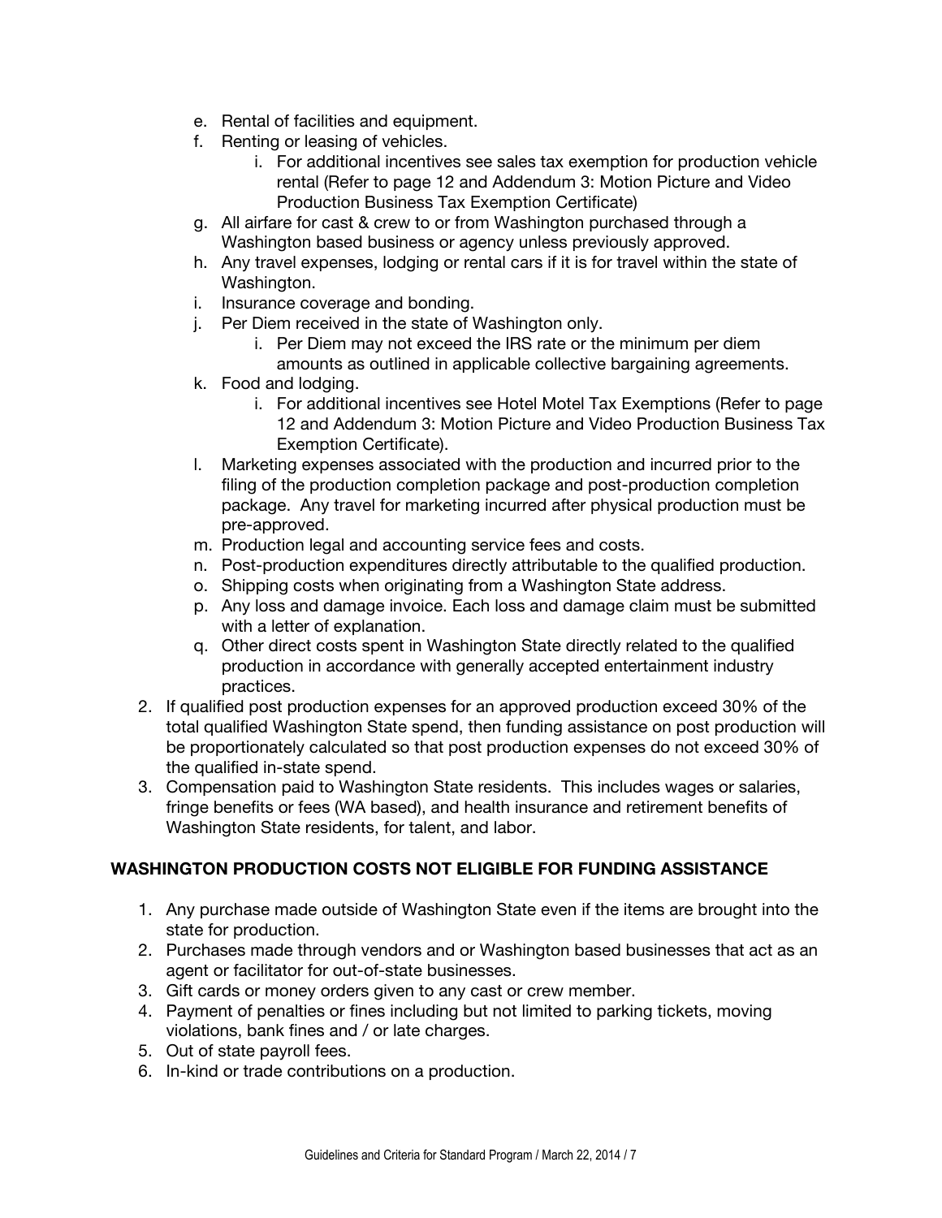e. Rental of facilities and equipment.
   f. Renting or leasing of vehicles.
      i. For additional incentives see sales tax exemption for production vehicle rental (Refer to page 12 and Addendum 3: Motion Picture and Video Production Business Tax Exemption Certificate)
   g. All airfare for cast & crew to or from Washington purchased through a Washington based business or agency unless previously approved.
   h. Any travel expenses, lodging or rental cars if it is for travel within the state of Washington.
   i. Insurance coverage and bonding.
   j. Per Diem received in the state of Washington only.
      i. Per Diem may not exceed the IRS rate or the minimum per diem amounts as outlined in applicable collective bargaining agreements.
   k. Food and lodging.
      i. For additional incentives see Hotel Motel Tax Exemptions (Refer to page 12 and Addendum 3: Motion Picture and Video Production Business Tax Exemption Certificate).
   l. Marketing expenses associated with the production and incurred prior to the filing of the production completion package and post-production completion package. Any travel for marketing incurred after physical production must be pre-approved.
   m. Production legal and accounting service fees and costs.
   n. Post-production expenditures directly attributable to the qualified production.
   o. Shipping costs when originating from a Washington State address.
   p. Any loss and damage invoice. Each loss and damage claim must be submitted with a letter of explanation.
   q. Other direct costs spent in Washington State directly related to the qualified production in accordance with generally accepted entertainment industry practices.
2. If qualified post production expenses for an approved production exceed 30% of the total qualified Washington State spend, then funding assistance on post production will be proportionately calculated so that post production expenses do not exceed 30% of the qualified in-state spend.
3. Compensation paid to Washington State residents. This includes wages or salaries, fringe benefits or fees (WA based), and health insurance and retirement benefits of Washington State residents, for talent, and labor.

**WASHINGTON PRODUCTION COSTS NOT ELIGIBLE FOR FUNDING ASSISTANCE**

1. Any purchase made outside of Washington State even if the items are brought into the state for production.
2. Purchases made through vendors and or Washington based businesses that act as an agent or facilitator for out-of-state businesses.
3. Gift cards or money orders given to any cast or crew member.
4. Payment of penalties or fines including but not limited to parking tickets, moving violations, bank fines and / or late charges.
5. Out of state payroll fees.
6. In-kind or trade contributions on a production.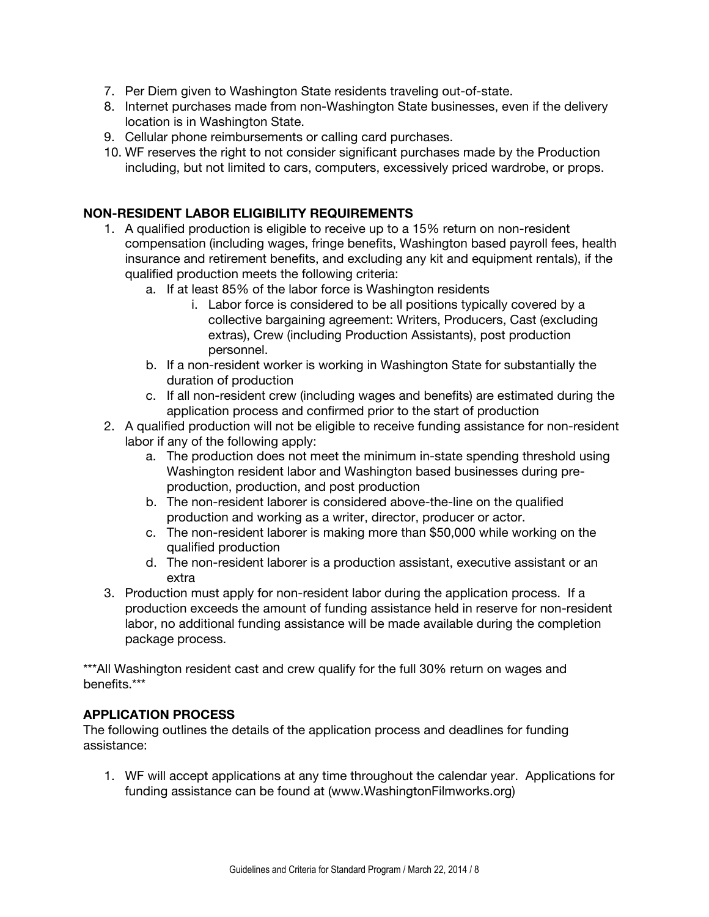7. Per Diem given to Washington State residents traveling out-of-state.
8. Internet purchases made from non-Washington State businesses, even if the delivery location is in Washington State.
9. Cellular phone reimbursements or calling card purchases.
10. WF reserves the right to not consider significant purchases made by the Production including, but not limited to cars, computers, excessively priced wardrobe, or props.

**NON-RESIDENT LABOR ELIGIBILITY REQUIREMENTS**

1. A qualified production is eligible to receive up to a 15% return on non-resident compensation (including wages, fringe benefits, Washington based payroll fees, health insurance and retirement benefits, and excluding any kit and equipment rentals), if the qualified production meets the following criteria:
    a. If at least 85% of the labor force is Washington residents
        i. Labor force is considered to be all positions typically covered by a collective bargaining agreement: Writers, Producers, Cast (excluding extras), Crew (including Production Assistants), post production personnel.
    b. If a non-resident worker is working in Washington State for substantially the duration of production
    c. If all non-resident crew (including wages and benefits) are estimated during the application process and confirmed prior to the start of production
2. A qualified production will not be eligible to receive funding assistance for non-resident labor if any of the following apply:
    a. The production does not meet the minimum in-state spending threshold using Washington resident labor and Washington based businesses during pre-production, production, and post production
    b. The non-resident laborer is considered above-the-line on the qualified production and working as a writer, director, producer or actor.
    c. The non-resident laborer is making more than $50,000 while working on the qualified production
    d. The non-resident laborer is a production assistant, executive assistant or an extra
3. Production must apply for non-resident labor during the application process. If a production exceeds the amount of funding assistance held in reserve for non-resident labor, no additional funding assistance will be made available during the completion package process.

***All Washington resident cast and crew qualify for the full 30% return on wages and benefits.***

**APPLICATION PROCESS**

The following outlines the details of the application process and deadlines for funding assistance:

1. WF will accept applications at any time throughout the calendar year. Applications for funding assistance can be found at (www.WashingtonFilmworks.org)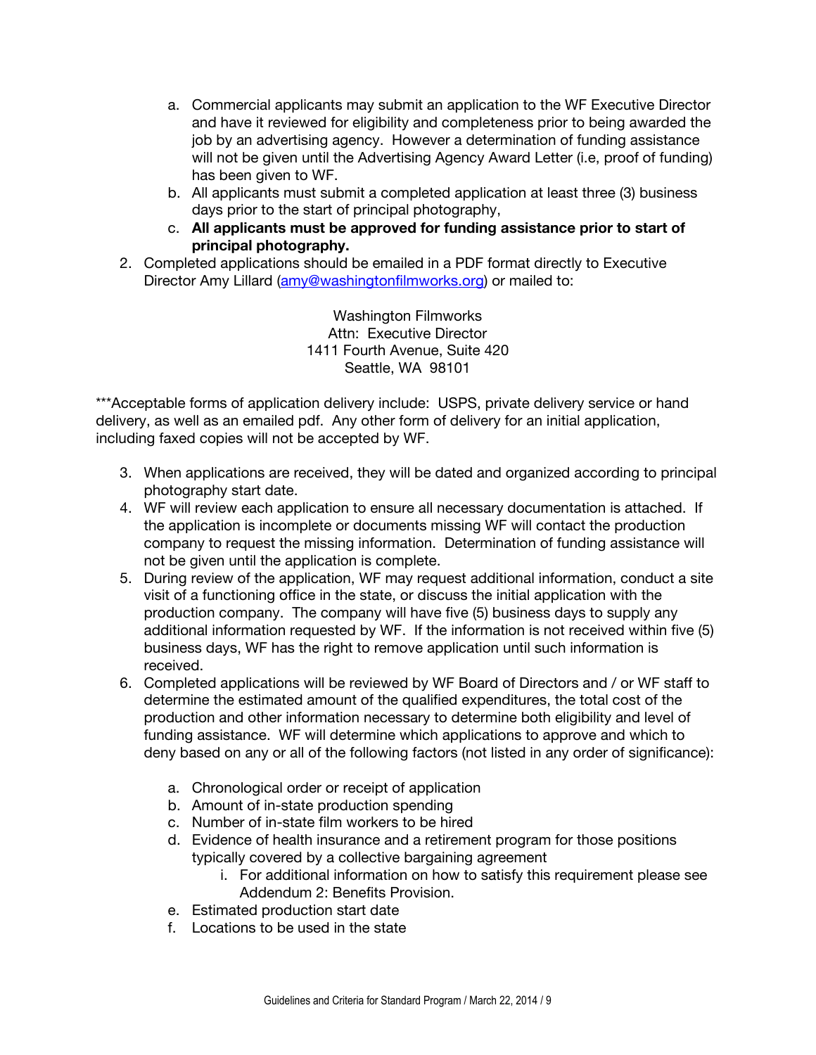a. Commercial applicants may submit an application to the WF Executive Director and have it reviewed for eligibility and completeness prior to being awarded the job by an advertising agency. However a determination of funding assistance will not be given until the Advertising Agency Award Letter (i.e, proof of funding) has been given to WF.
   b. All applicants must submit a completed application at least three (3) business days prior to the start of principal photography,
   c. **All applicants must be approved for funding assistance prior to start of principal photography.**
2. Completed applications should be emailed in a PDF format directly to Executive Director Amy Lillard (amy@washingtonfilmworks.org) or mailed to:

   Washington Filmworks
   Attn: Executive Director
   1411 Fourth Avenue, Suite 420
   Seattle, WA 98101

***Acceptable forms of application delivery include: USPS, private delivery service or hand delivery, as well as an emailed pdf. Any other form of delivery for an initial application, including faxed copies will not be accepted by WF.

3. When applications are received, they will be dated and organized according to principal photography start date.
4. WF will review each application to ensure all necessary documentation is attached. If the application is incomplete or documents missing WF will contact the production company to request the missing information. Determination of funding assistance will not be given until the application is complete.
5. During review of the application, WF may request additional information, conduct a site visit of a functioning office in the state, or discuss the initial application with the production company. The company will have five (5) business days to supply any additional information requested by WF. If the information is not received within five (5) business days, WF has the right to remove application until such information is received.
6. Completed applications will be reviewed by WF Board of Directors and / or WF staff to determine the estimated amount of the qualified expenditures, the total cost of the production and other information necessary to determine both eligibility and level of funding assistance. WF will determine which applications to approve and which to deny based on any or all of the following factors (not listed in any order of significance):

   a. Chronological order or receipt of application
   b. Amount of in-state production spending
   c. Number of in-state film workers to be hired
   d. Evidence of health insurance and a retirement program for those positions typically covered by a collective bargaining agreement
      i. For additional information on how to satisfy this requirement please see Addendum 2: Benefits Provision.
   e. Estimated production start date
   f. Locations to be used in the state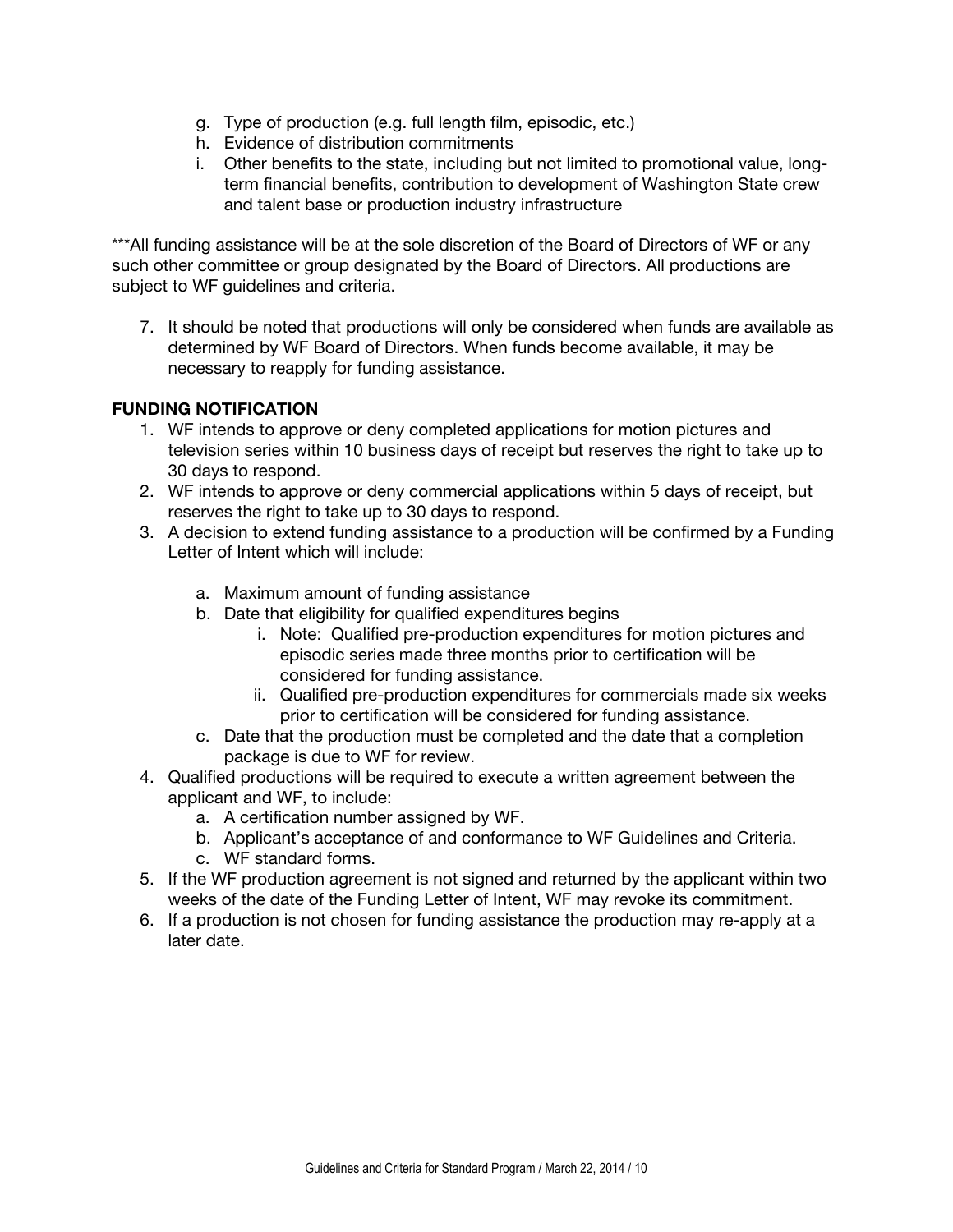g. Type of production (e.g. full length film, episodic, etc.)
h. Evidence of distribution commitments
i. Other benefits to the state, including but not limited to promotional value, long-term financial benefits, contribution to development of Washington State crew and talent base or production industry infrastructure

***All funding assistance will be at the sole discretion of the Board of Directors of WF or any such other committee or group designated by the Board of Directors. All productions are subject to WF guidelines and criteria.

7. It should be noted that productions will only be considered when funds are available as determined by WF Board of Directors. When funds become available, it may be necessary to reapply for funding assistance.

**FUNDING NOTIFICATION**

1. WF intends to approve or deny completed applications for motion pictures and television series within 10 business days of receipt but reserves the right to take up to 30 days to respond.
2. WF intends to approve or deny commercial applications within 5 days of receipt, but reserves the right to take up to 30 days to respond.
3. A decision to extend funding assistance to a production will be confirmed by a Funding Letter of Intent which will include:
   a. Maximum amount of funding assistance
   b. Date that eligibility for qualified expenditures begins
      i. Note: Qualified pre-production expenditures for motion pictures and episodic series made three months prior to certification will be considered for funding assistance.
      ii. Qualified pre-production expenditures for commercials made six weeks prior to certification will be considered for funding assistance.
   c. Date that the production must be completed and the date that a completion package is due to WF for review.
4. Qualified productions will be required to execute a written agreement between the applicant and WF, to include:
   a. A certification number assigned by WF.
   b. Applicant's acceptance of and conformance to WF Guidelines and Criteria.
   c. WF standard forms.
5. If the WF production agreement is not signed and returned by the applicant within two weeks of the date of the Funding Letter of Intent, WF may revoke its commitment.
6. If a production is not chosen for funding assistance the production may re-apply at a later date.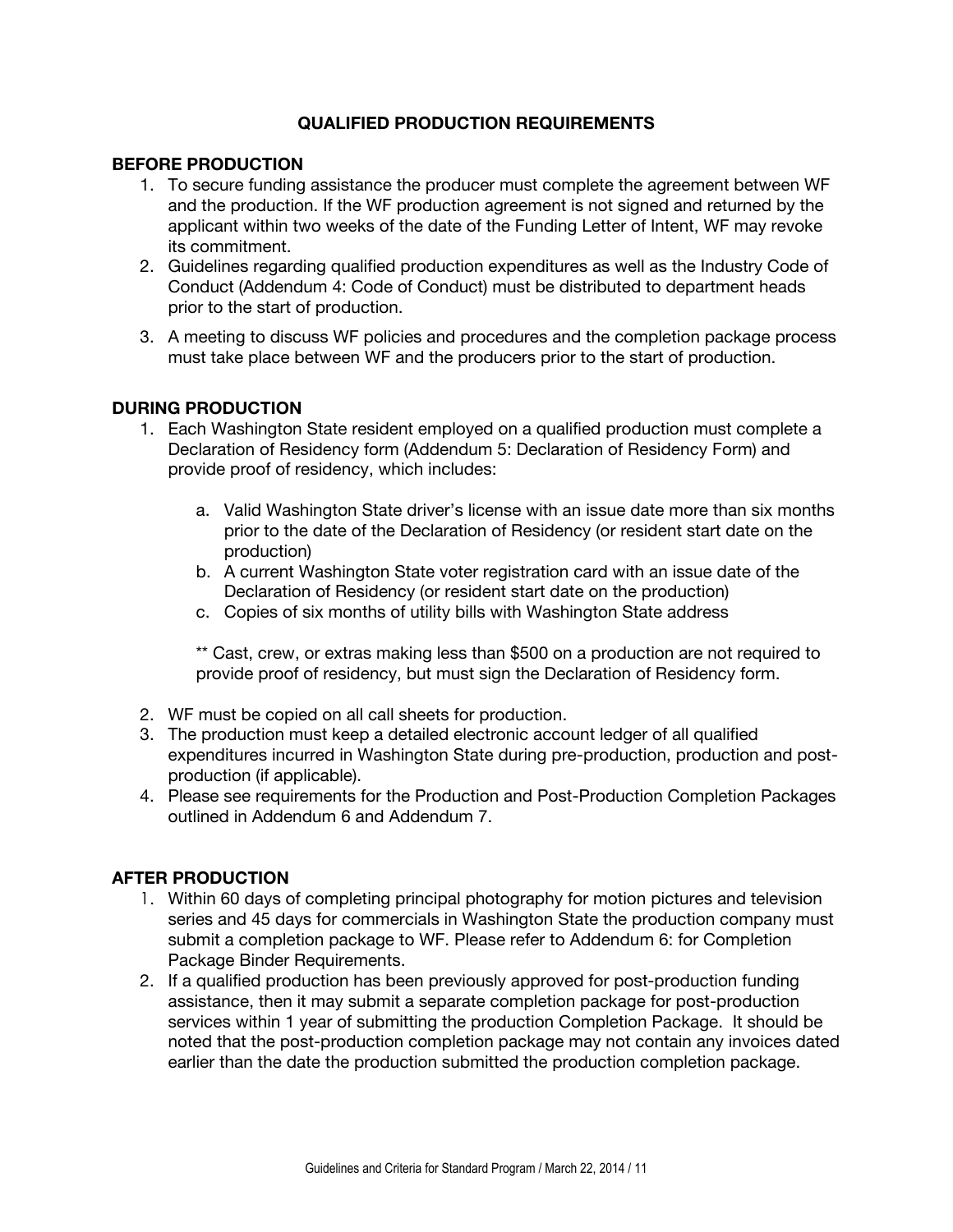# QUALIFIED PRODUCTION REQUIREMENTS

## BEFORE PRODUCTION

1. To secure funding assistance the producer must complete the agreement between WF and the production. If the WF production agreement is not signed and returned by the applicant within two weeks of the date of the Funding Letter of Intent, WF may revoke its commitment.
2. Guidelines regarding qualified production expenditures as well as the Industry Code of Conduct (Addendum 4: Code of Conduct) must be distributed to department heads prior to the start of production.
3. A meeting to discuss WF policies and procedures and the completion package process must take place between WF and the producers prior to the start of production.

## DURING PRODUCTION

1. Each Washington State resident employed on a qualified production must complete a Declaration of Residency form (Addendum 5: Declaration of Residency Form) and provide proof of residency, which includes:

   a. Valid Washington State driver's license with an issue date more than six months prior to the date of the Declaration of Residency (or resident start date on the production)
   
   b. A current Washington State voter registration card with an issue date of the Declaration of Residency (or resident start date on the production)
   
   c. Copies of six months of utility bills with Washington State address

   ** Cast, crew, or extras making less than $500 on a production are not required to provide proof of residency, but must sign the Declaration of Residency form.

2. WF must be copied on all call sheets for production.
3. The production must keep a detailed electronic account ledger of all qualified expenditures incurred in Washington State during pre-production, production and post-production (if applicable).
4. Please see requirements for the Production and Post-Production Completion Packages outlined in Addendum 6 and Addendum 7.

## AFTER PRODUCTION

1. Within 60 days of completing principal photography for motion pictures and television series and 45 days for commercials in Washington State the production company must submit a completion package to WF. Please refer to Addendum 6: for Completion Package Binder Requirements.
2. If a qualified production has been previously approved for post-production funding assistance, then it may submit a separate completion package for post-production services within 1 year of submitting the production Completion Package. It should be noted that the post-production completion package may not contain any invoices dated earlier than the date the production submitted the production completion package.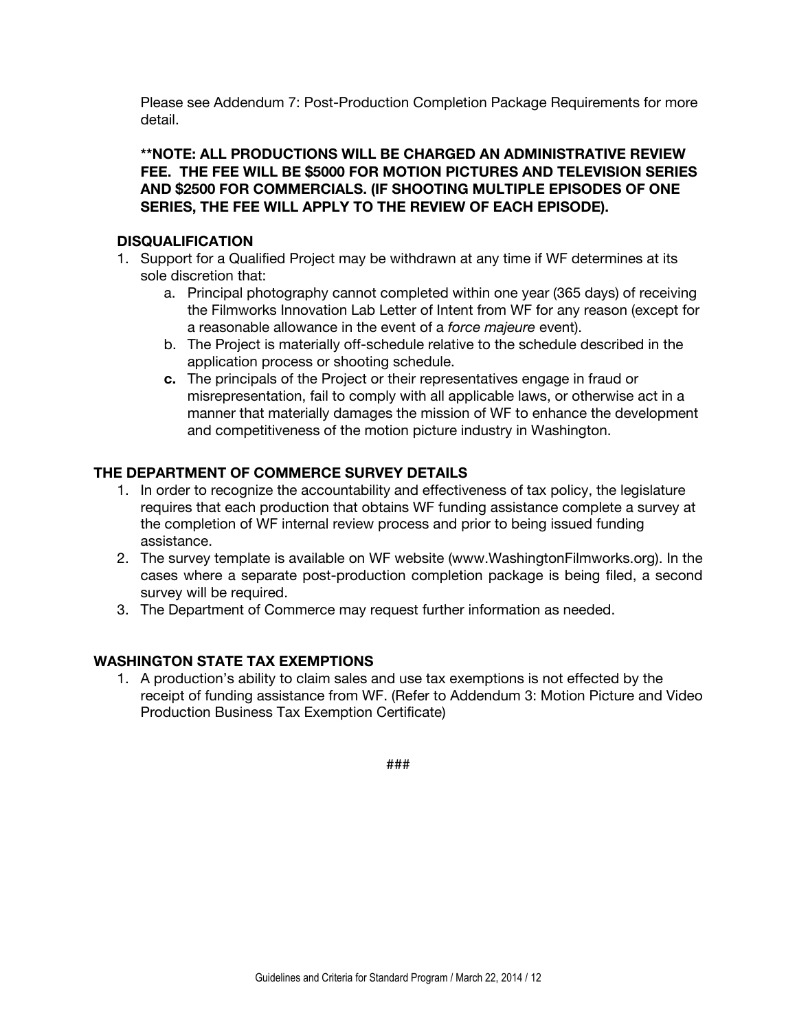Please see Addendum 7: Post-Production Completion Package Requirements for more detail.

**\*\*NOTE: ALL PRODUCTIONS WILL BE CHARGED AN ADMINISTRATIVE REVIEW FEE. THE FEE WILL BE $5000 FOR MOTION PICTURES AND TELEVISION SERIES AND $2500 FOR COMMERCIALS. (IF SHOOTING MULTIPLE EPISODES OF ONE SERIES, THE FEE WILL APPLY TO THE REVIEW OF EACH EPISODE).**

### DISQUALIFICATION

1. Support for a Qualified Project may be withdrawn at any time if WF determines at its sole discretion that:
   a. Principal photography cannot completed within one year (365 days) of receiving the Filmworks Innovation Lab Letter of Intent from WF for any reason (except for a reasonable allowance in the event of a *force majeure* event).
   b. The Project is materially off-schedule relative to the schedule described in the application process or shooting schedule.
   **c.** The principals of the Project or their representatives engage in fraud or misrepresentation, fail to comply with all applicable laws, or otherwise act in a manner that materially damages the mission of WF to enhance the development and competitiveness of the motion picture industry in Washington.

## THE DEPARTMENT OF COMMERCE SURVEY DETAILS

1. In order to recognize the accountability and effectiveness of tax policy, the legislature requires that each production that obtains WF funding assistance complete a survey at the completion of WF internal review process and prior to being issued funding assistance.
2. The survey template is available on WF website (www.WashingtonFilmworks.org). In the cases where a separate post-production completion package is being filed, a second survey will be required.
3. The Department of Commerce may request further information as needed.

## WASHINGTON STATE TAX EXEMPTIONS

1. A production's ability to claim sales and use tax exemptions is not effected by the receipt of funding assistance from WF. (Refer to Addendum 3: Motion Picture and Video Production Business Tax Exemption Certificate)

###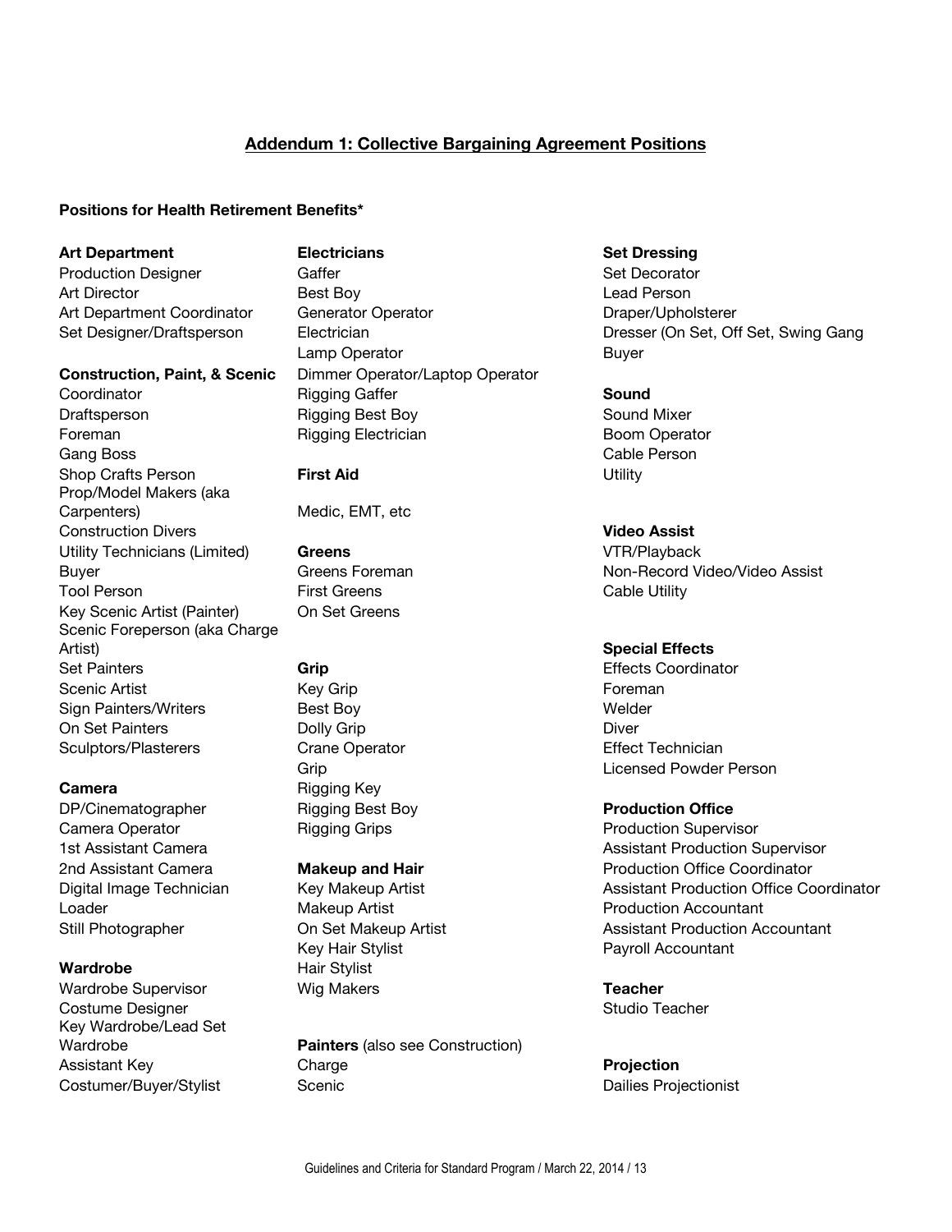## Addendum 1: Collective Bargaining Agreement Positions

**Positions for Health Retirement Benefits***

**Art Department**
Production Designer
Art Director
Art Department Coordinator
Set Designer/Draftsperson

**Construction, Paint, & Scenic**
Coordinator
Draftsperson
Foreman
Gang Boss
Shop Crafts Person
Prop/Model Makers (aka Carpenters)
Construction Divers
Utility Technicians (Limited)
Buyer
Tool Person
Key Scenic Artist (Painter)
Scenic Foreperson (aka Charge Artist)
Set Painters
Scenic Artist
Sign Painters/Writers
On Set Painters
Sculptors/Plasterers

**Camera**
DP/Cinematographer
Camera Operator
1st Assistant Camera
2nd Assistant Camera
Digital Image Technician
Loader
Still Photographer

**Wardrobe**
Wardrobe Supervisor
Costume Designer
Key Wardrobe/Lead Set Wardrobe
Assistant Key
Costumer/Buyer/Stylist

**Electricians**
Gaffer
Best Boy
Generator Operator
Electrician
Lamp Operator
Dimmer Operator/Laptop Operator
Rigging Gaffer
Rigging Best Boy
Rigging Electrician

**First Aid**

Medic, EMT, etc

**Greens**
Greens Foreman
First Greens
On Set Greens

**Grip**
Key Grip
Best Boy
Dolly Grip
Crane Operator
Grip
Rigging Key
Rigging Best Boy
Rigging Grips

**Makeup and Hair**
Key Makeup Artist
Makeup Artist
On Set Makeup Artist
Key Hair Stylist
Hair Stylist
Wig Makers

**Painters** (also see Construction)
Charge
Scenic

**Set Dressing**
Set Decorator
Lead Person
Draper/Upholsterer
Dresser (On Set, Off Set, Swing Gang
Buyer

**Sound**
Sound Mixer
Boom Operator
Cable Person
Utility

**Video Assist**
VTR/Playback
Non-Record Video/Video Assist
Cable Utility

**Special Effects**
Effects Coordinator
Foreman
Welder
Diver
Effect Technician
Licensed Powder Person

**Production Office**
Production Supervisor
Assistant Production Supervisor
Production Office Coordinator
Assistant Production Office Coordinator
Production Accountant
Assistant Production Accountant
Payroll Accountant

**Teacher**
Studio Teacher

**Projection**
Dailies Projectionist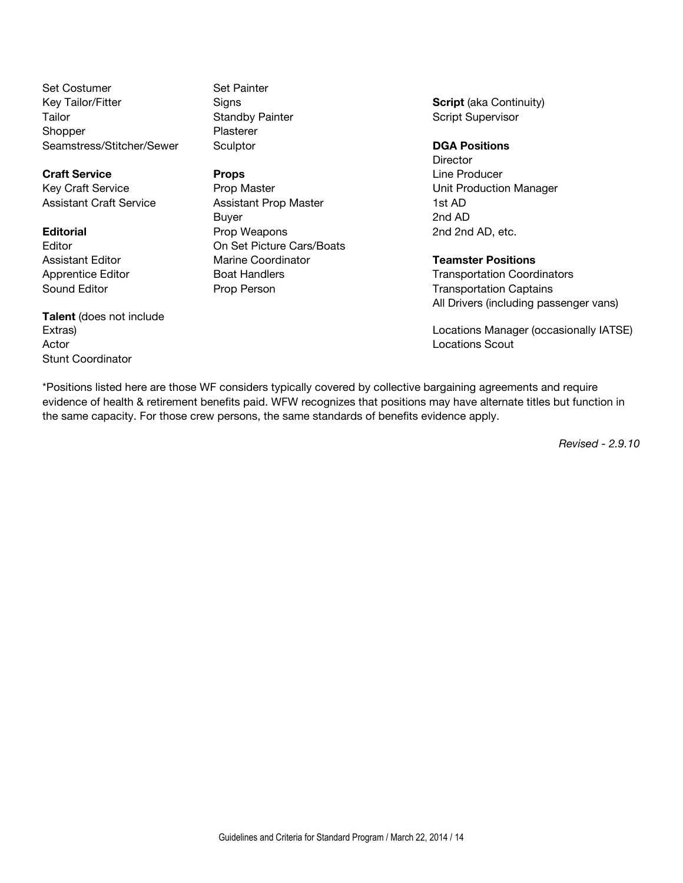Set Costumer
Key Tailor/Fitter
Tailor
Shopper
Seamstress/Stitcher/Sewer

**Craft Service**
Key Craft Service
Assistant Craft Service

**Editorial**
Editor
Assistant Editor
Apprentice Editor
Sound Editor

**Talent** (does not include Extras)
Actor
Stunt Coordinator

Set Painter
Signs
Standby Painter
Plasterer
Sculptor

**Props**
Prop Master
Assistant Prop Master
Buyer
Prop Weapons
On Set Picture Cars/Boats
Marine Coordinator
Boat Handlers
Prop Person

**Script** (aka Continuity)
Script Supervisor

**DGA Positions**
Director
Line Producer
Unit Production Manager
1st AD
2nd AD
2nd 2nd AD, etc.

**Teamster Positions**
Transportation Coordinators
Transportation Captains
All Drivers (including passenger vans)

Locations Manager (occasionally IATSE)
Locations Scout

*Positions listed here are those WF considers typically covered by collective bargaining agreements and require evidence of health & retirement benefits paid. WFW recognizes that positions may have alternate titles but function in the same capacity. For those crew persons, the same standards of benefits evidence apply.

*Revised - 2.9.10*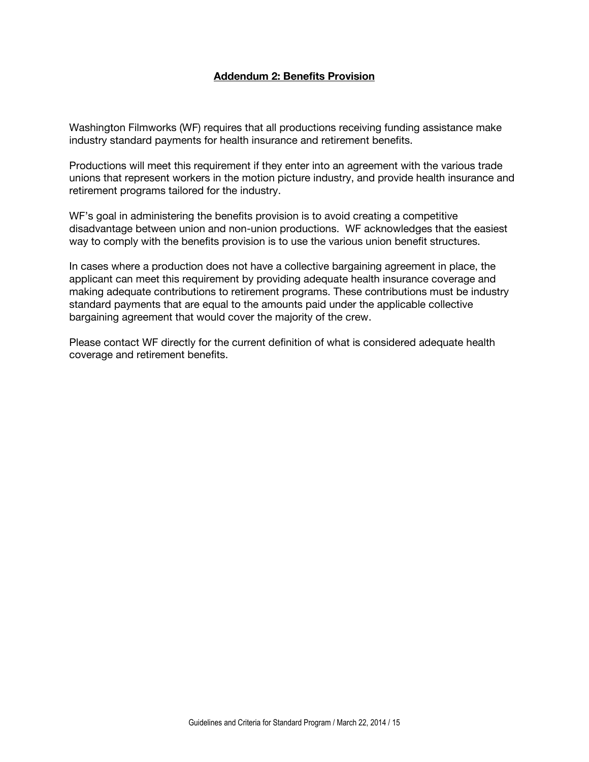## Addendum 2: Benefits Provision

Washington Filmworks (WF) requires that all productions receiving funding assistance make industry standard payments for health insurance and retirement benefits.

Productions will meet this requirement if they enter into an agreement with the various trade unions that represent workers in the motion picture industry, and provide health insurance and retirement programs tailored for the industry.

WF's goal in administering the benefits provision is to avoid creating a competitive disadvantage between union and non-union productions. WF acknowledges that the easiest way to comply with the benefits provision is to use the various union benefit structures.

In cases where a production does not have a collective bargaining agreement in place, the applicant can meet this requirement by providing adequate health insurance coverage and making adequate contributions to retirement programs. These contributions must be industry standard payments that are equal to the amounts paid under the applicable collective bargaining agreement that would cover the majority of the crew.

Please contact WF directly for the current definition of what is considered adequate health coverage and retirement benefits.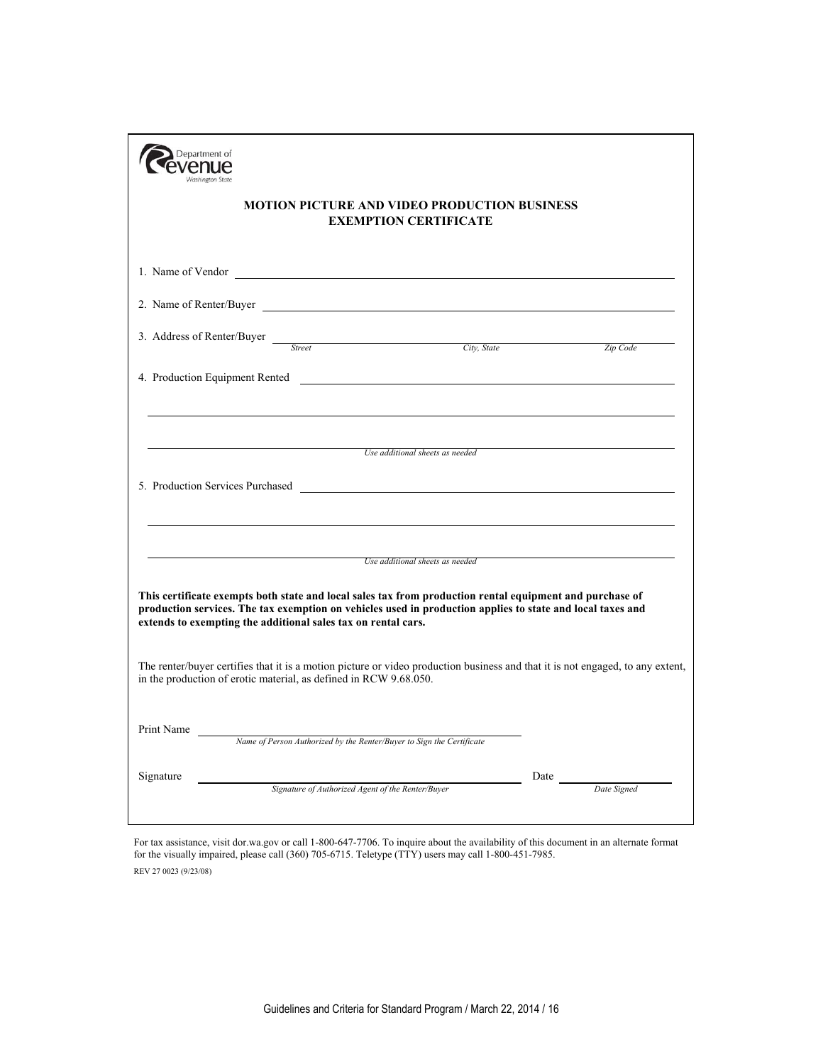Department of Revenue
Washington State

## MOTION PICTURE AND VIDEO PRODUCTION BUSINESS EXEMPTION CERTIFICATE

1. Name of Vendor \_\_\_\_\_\_\_\_\_\_\_\_\_\_\_\_\_\_\_\_\_\_\_\_\_\_\_\_\_\_\_\_\_\_\_\_\_\_\_\_

2. Name of Renter/Buyer \_\_\_\_\_\_\_\_\_\_\_\_\_\_\_\_\_\_\_\_\_\_\_\_\_\_\_\_\_\_\_\_\_\_\_\_\_\_\_\_

3. Address of Renter/Buyer \_\_\_\_\_\_\_\_\_\_\_\_\_\_\_\_\_\_\_\_\_\_\_\_\_\_\_\_\_\_\_\_\_\_\_\_\_\_\_\_
*Street* *City, State* *Zip Code*

4. Production Equipment Rented \_\_\_\_\_\_\_\_\_\_\_\_\_\_\_\_\_\_\_\_\_\_\_\_\_\_\_\_\_\_\_\_\_\_\_\_\_\_\_\_

\_\_\_\_\_\_\_\_\_\_\_\_\_\_\_\_\_\_\_\_\_\_\_\_\_\_\_\_\_\_\_\_\_\_\_\_\_\_\_\_\_\_\_\_\_\_\_\_\_\_\_\_\_\_\_\_\_\_\_\_\_\_\_\_\_\_\_\_\_\_\_\_

\_\_\_\_\_\_\_\_\_\_\_\_\_\_\_\_\_\_\_\_\_\_\_\_\_\_\_\_\_\_\_\_\_\_\_\_\_\_\_\_\_\_\_\_\_\_\_\_\_\_\_\_\_\_\_\_\_\_\_\_\_\_\_\_\_\_\_\_\_\_\_\_
*Use additional sheets as needed*

5. Production Services Purchased \_\_\_\_\_\_\_\_\_\_\_\_\_\_\_\_\_\_\_\_\_\_\_\_\_\_\_\_\_\_\_\_\_\_\_\_\_\_\_\_

\_\_\_\_\_\_\_\_\_\_\_\_\_\_\_\_\_\_\_\_\_\_\_\_\_\_\_\_\_\_\_\_\_\_\_\_\_\_\_\_\_\_\_\_\_\_\_\_\_\_\_\_\_\_\_\_\_\_\_\_\_\_\_\_\_\_\_\_\_\_\_\_

\_\_\_\_\_\_\_\_\_\_\_\_\_\_\_\_\_\_\_\_\_\_\_\_\_\_\_\_\_\_\_\_\_\_\_\_\_\_\_\_\_\_\_\_\_\_\_\_\_\_\_\_\_\_\_\_\_\_\_\_\_\_\_\_\_\_\_\_\_\_\_\_
*Use additional sheets as needed*

**This certificate exempts both state and local sales tax from production rental equipment and purchase of production services. The tax exemption on vehicles used in production applies to state and local taxes and extends to exempting the additional sales tax on rental cars.**

The renter/buyer certifies that it is a motion picture or video production business and that it is not engaged, to any extent, in the production of erotic material, as defined in RCW 9.68.050.

Print Name \_\_\_\_\_\_\_\_\_\_\_\_\_\_\_\_\_\_\_\_\_\_\_\_\_\_\_\_\_\_\_\_\_\_\_\_\_\_\_\_
*Name of Person Authorized by the Renter/Buyer to Sign the Certificate*

Signature \_\_\_\_\_\_\_\_\_\_\_\_\_\_\_\_\_\_\_\_\_\_\_\_\_\_\_\_\_\_\_\_\_\_\_\_\_\_\_\_ Date \_\_\_\_\_\_\_\_\_\_\_\_\_\_\_\_
*Signature of Authorized Agent of the Renter/Buyer* *Date Signed*

For tax assistance, visit dor.wa.gov or call 1-800-647-7706. To inquire about the availability of this document in an alternate format for the visually impaired, please call (360) 705-6715. Teletype (TTY) users may call 1-800-451-7985.

REV 27 0023 (9/23/08)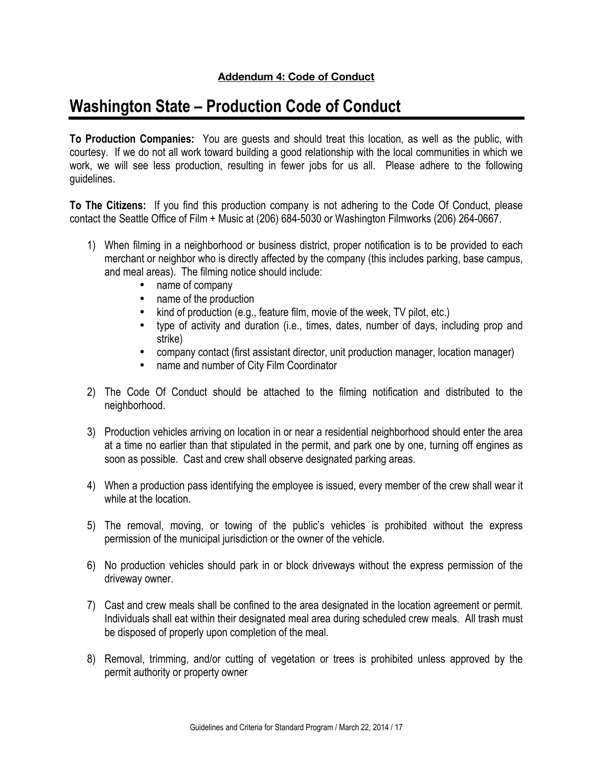**Addendum 4: Code of Conduct**

# Washington State – Production Code of Conduct

**To Production Companies:** You are guests and should treat this location, as well as the public, with courtesy. If we do not all work toward building a good relationship with the local communities in which we work, we will see less production, resulting in fewer jobs for us all. Please adhere to the following guidelines.

**To The Citizens:** If you find this production company is not adhering to the Code Of Conduct, please contact the Seattle Office of Film + Music at (206) 684-5030 or Washington Filmworks (206) 264-0667.

1) When filming in a neighborhood or business district, proper notification is to be provided to each merchant or neighbor who is directly affected by the company (this includes parking, base campus, and meal areas). The filming notice should include:
    - name of company
    - name of the production
    - kind of production (e.g., feature film, movie of the week, TV pilot, etc.)
    - type of activity and duration (i.e., times, dates, number of days, including prop and strike)
    - company contact (first assistant director, unit production manager, location manager)
    - name and number of City Film Coordinator

2) The Code Of Conduct should be attached to the filming notification and distributed to the neighborhood.

3) Production vehicles arriving on location in or near a residential neighborhood should enter the area at a time no earlier than that stipulated in the permit, and park one by one, turning off engines as soon as possible. Cast and crew shall observe designated parking areas.

4) When a production pass identifying the employee is issued, every member of the crew shall wear it while at the location.

5) The removal, moving, or towing of the public's vehicles is prohibited without the express permission of the municipal jurisdiction or the owner of the vehicle.

6) No production vehicles should park in or block driveways without the express permission of the driveway owner.

7) Cast and crew meals shall be confined to the area designated in the location agreement or permit. Individuals shall eat within their designated meal area during scheduled crew meals. All trash must be disposed of properly upon completion of the meal.

8) Removal, trimming, and/or cutting of vegetation or trees is prohibited unless approved by the permit authority or property owner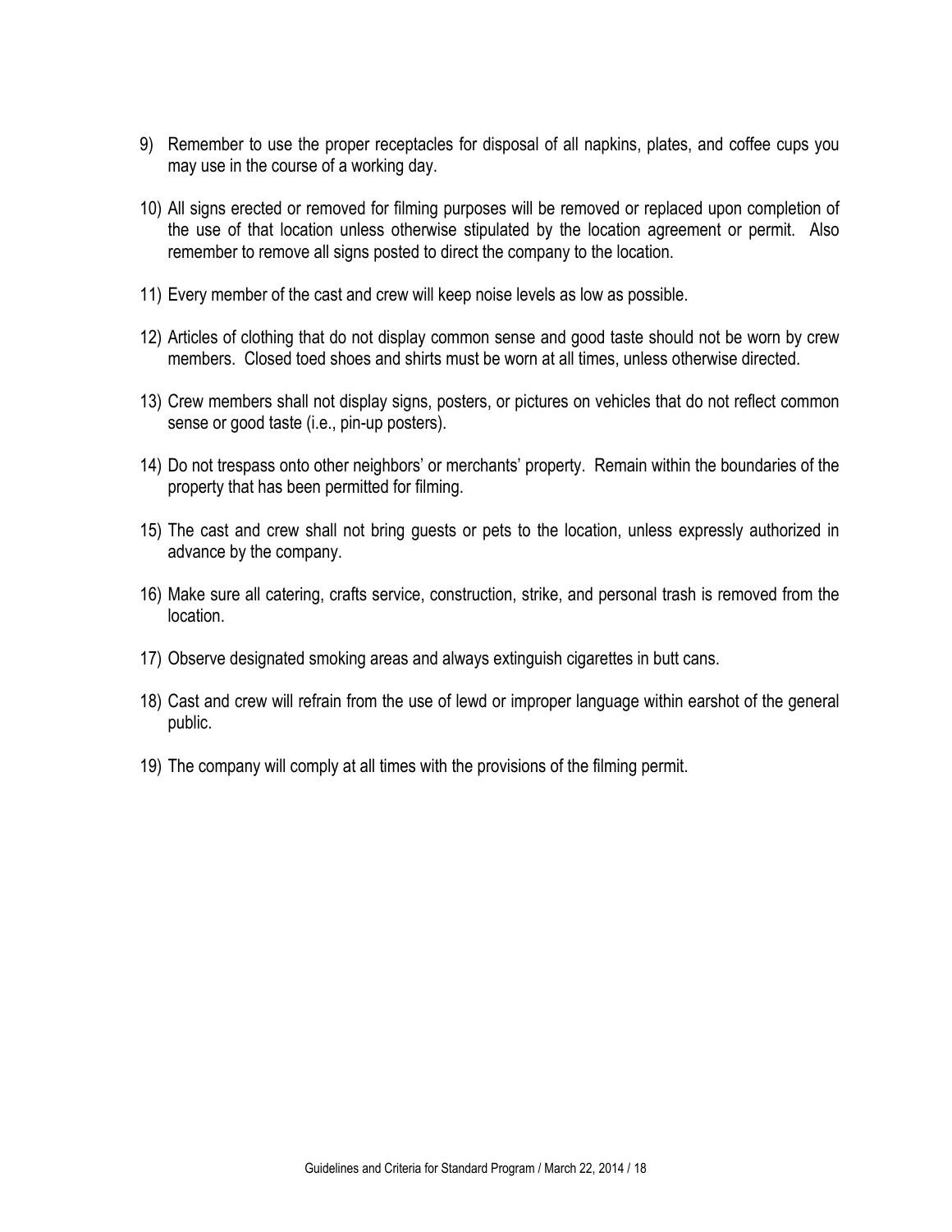9) Remember to use the proper receptacles for disposal of all napkins, plates, and coffee cups you may use in the course of a working day.

10) All signs erected or removed for filming purposes will be removed or replaced upon completion of the use of that location unless otherwise stipulated by the location agreement or permit. Also remember to remove all signs posted to direct the company to the location.

11) Every member of the cast and crew will keep noise levels as low as possible.

12) Articles of clothing that do not display common sense and good taste should not be worn by crew members. Closed toed shoes and shirts must be worn at all times, unless otherwise directed.

13) Crew members shall not display signs, posters, or pictures on vehicles that do not reflect common sense or good taste (i.e., pin-up posters).

14) Do not trespass onto other neighbors' or merchants' property. Remain within the boundaries of the property that has been permitted for filming.

15) The cast and crew shall not bring guests or pets to the location, unless expressly authorized in advance by the company.

16) Make sure all catering, crafts service, construction, strike, and personal trash is removed from the location.

17) Observe designated smoking areas and always extinguish cigarettes in butt cans.

18) Cast and crew will refrain from the use of lewd or improper language within earshot of the general public.

19) The company will comply at all times with the provisions of the filming permit.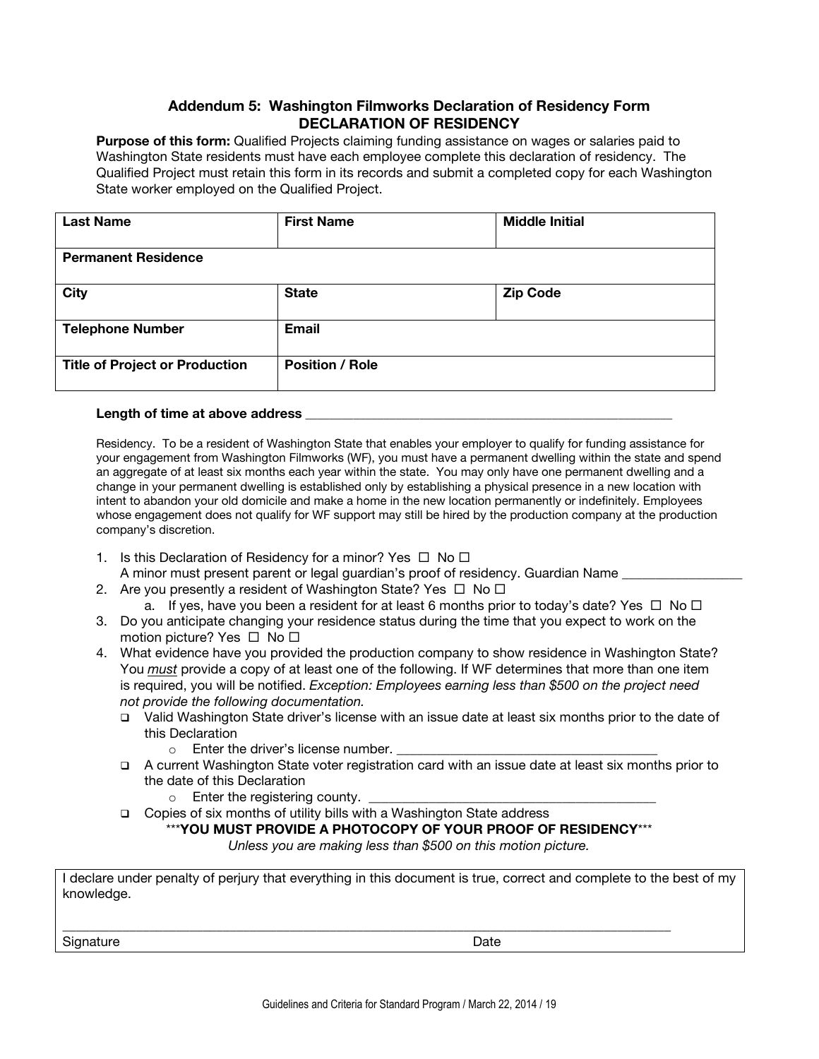## Addendum 5: Washington Filmworks Declaration of Residency Form
## DECLARATION OF RESIDENCY

**Purpose of this form:** Qualified Projects claiming funding assistance on wages or salaries paid to Washington State residents must have each employee complete this declaration of residency. The Qualified Project must retain this form in its records and submit a completed copy for each Washington State worker employed on the Qualified Project.

| **Last Name** | **First Name** | **Middle Initial** |
|---|---|---|
| **Permanent Residence** | | |
| **City** | **State** | **Zip Code** |
| **Telephone Number** | **Email** | |
| **Title of Project or Production** | **Position / Role** | |

**Length of time at above address** ______________________________________________________

Residency. To be a resident of Washington State that enables your employer to qualify for funding assistance for your engagement from Washington Filmworks (WF), you must have a permanent dwelling within the state and spend an aggregate of at least six months each year within the state. You may only have one permanent dwelling and a change in your permanent dwelling is established only by establishing a physical presence in a new location with intent to abandon your old domicile and make a home in the new location permanently or indefinitely. Employees whose engagement does not qualify for WF support may still be hired by the production company at the production company's discretion.

1. Is this Declaration of Residency for a minor? Yes ☐ No ☐
   A minor must present parent or legal guardian's proof of residency. Guardian Name ________________
2. Are you presently a resident of Washington State? Yes ☐ No ☐
   a. If yes, have you been a resident for at least 6 months prior to today's date? Yes ☐ No ☐
3. Do you anticipate changing your residence status during the time that you expect to work on the motion picture? Yes ☐ No ☐
4. What evidence have you provided the production company to show residence in Washington State? You *must* provide a copy of at least one of the following. If WF determines that more than one item is required, you will be notified. *Exception: Employees earning less than $500 on the project need not provide the following documentation.*
   - ❑ Valid Washington State driver's license with an issue date at least six months prior to the date of this Declaration
     - Enter the driver's license number. ______________________________________
   - ❑ A current Washington State voter registration card with an issue date at least six months prior to the date of this Declaration
     - Enter the registering county. ________________________________________
   - ❑ Copies of six months of utility bills with a Washington State address

***__YOU MUST PROVIDE A PHOTOCOPY OF YOUR PROOF OF RESIDENCY__***

*Unless you are making less than $500 on this motion picture.*

I declare under penalty of perjury that everything in this document is true, correct and complete to the best of my knowledge.

__________________________________________________________________________________________

Signature                                                                                     Date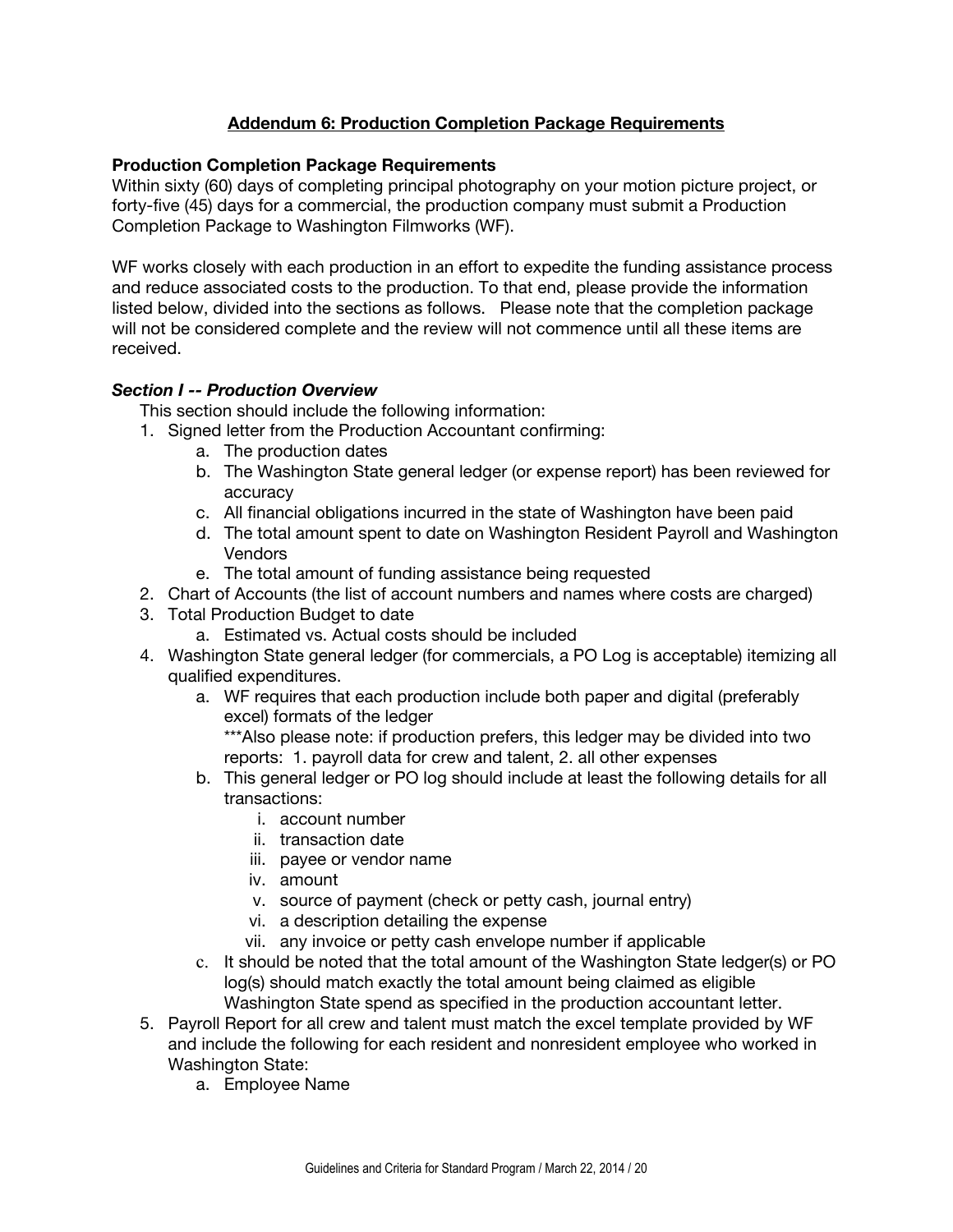## Addendum 6: Production Completion Package Requirements

**Production Completion Package Requirements**

Within sixty (60) days of completing principal photography on your motion picture project, or forty-five (45) days for a commercial, the production company must submit a Production Completion Package to Washington Filmworks (WF).

WF works closely with each production in an effort to expedite the funding assistance process and reduce associated costs to the production. To that end, please provide the information listed below, divided into the sections as follows. Please note that the completion package will not be considered complete and the review will not commence until all these items are received.

***Section I -- Production Overview***

This section should include the following information:

1. Signed letter from the Production Accountant confirming:
   a. The production dates
   b. The Washington State general ledger (or expense report) has been reviewed for accuracy
   c. All financial obligations incurred in the state of Washington have been paid
   d. The total amount spent to date on Washington Resident Payroll and Washington Vendors
   e. The total amount of funding assistance being requested
2. Chart of Accounts (the list of account numbers and names where costs are charged)
3. Total Production Budget to date
   a. Estimated vs. Actual costs should be included
4. Washington State general ledger (for commercials, a PO Log is acceptable) itemizing all qualified expenditures.
   a. WF requires that each production include both paper and digital (preferably excel) formats of the ledger
      ***Also please note: if production prefers, this ledger may be divided into two reports: 1. payroll data for crew and talent, 2. all other expenses
   b. This general ledger or PO log should include at least the following details for all transactions:
      i. account number
      ii. transaction date
      iii. payee or vendor name
      iv. amount
      v. source of payment (check or petty cash, journal entry)
      vi. a description detailing the expense
      vii. any invoice or petty cash envelope number if applicable
   c. It should be noted that the total amount of the Washington State ledger(s) or PO log(s) should match exactly the total amount being claimed as eligible Washington State spend as specified in the production accountant letter.
5. Payroll Report for all crew and talent must match the excel template provided by WF and include the following for each resident and nonresident employee who worked in Washington State:
   a. Employee Name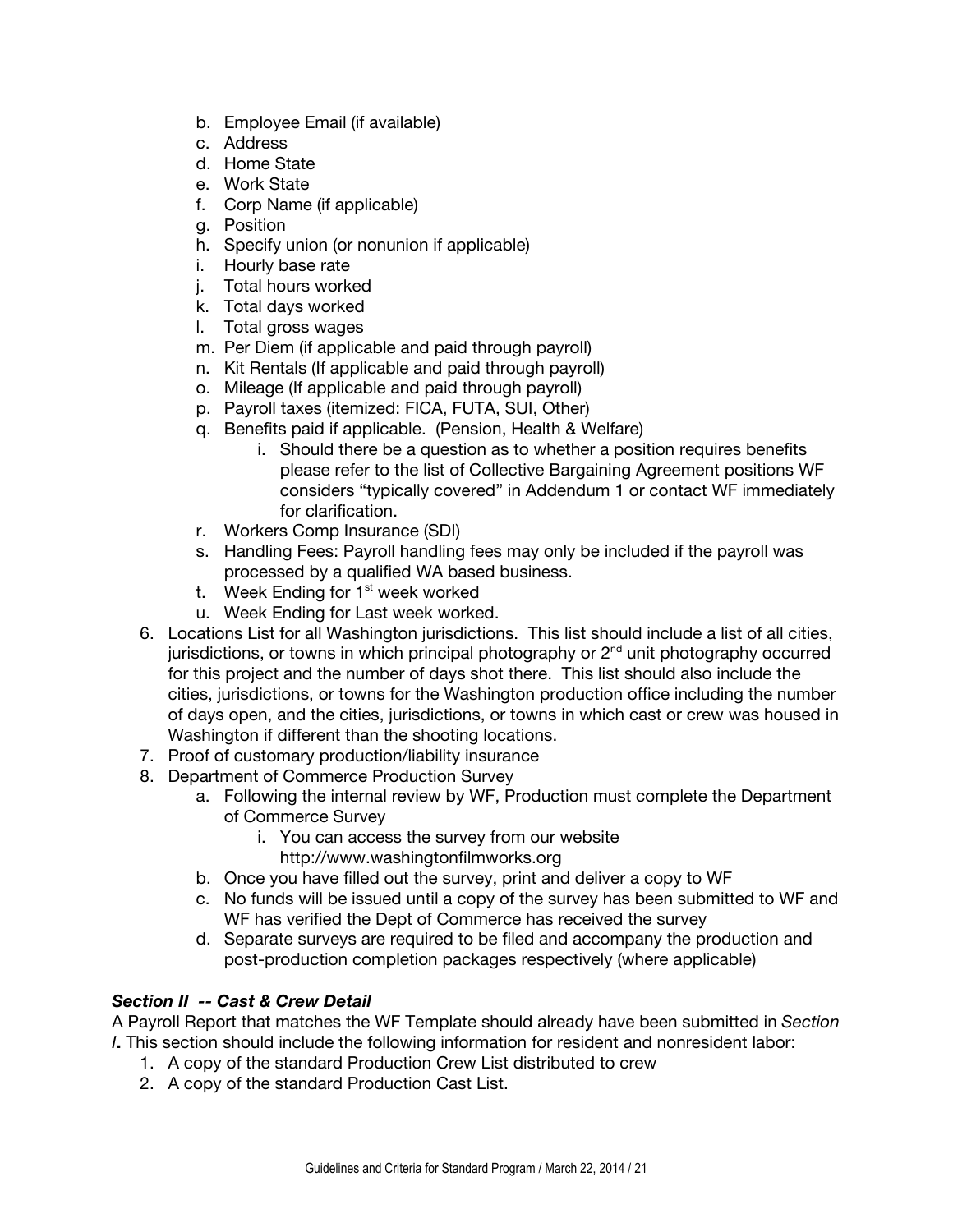b. Employee Email (if available)
   c. Address
   d. Home State
   e. Work State
   f. Corp Name (if applicable)
   g. Position
   h. Specify union (or nonunion if applicable)
   i. Hourly base rate
   j. Total hours worked
   k. Total days worked
   l. Total gross wages
   m. Per Diem (if applicable and paid through payroll)
   n. Kit Rentals (If applicable and paid through payroll)
   o. Mileage (If applicable and paid through payroll)
   p. Payroll taxes (itemized: FICA, FUTA, SUI, Other)
   q. Benefits paid if applicable. (Pension, Health & Welfare)
      i. Should there be a question as to whether a position requires benefits please refer to the list of Collective Bargaining Agreement positions WF considers "typically covered" in Addendum 1 or contact WF immediately for clarification.
   r. Workers Comp Insurance (SDI)
   s. Handling Fees: Payroll handling fees may only be included if the payroll was processed by a qualified WA based business.
   t. Week Ending for 1st week worked
   u. Week Ending for Last week worked.

6. Locations List for all Washington jurisdictions. This list should include a list of all cities, jurisdictions, or towns in which principal photography or 2nd unit photography occurred for this project and the number of days shot there. This list should also include the cities, jurisdictions, or towns for the Washington production office including the number of days open, and the cities, jurisdictions, or towns in which cast or crew was housed in Washington if different than the shooting locations.
7. Proof of customary production/liability insurance
8. Department of Commerce Production Survey
   a. Following the internal review by WF, Production must complete the Department of Commerce Survey
      i. You can access the survey from our website http://www.washingtonfilmworks.org
   b. Once you have filled out the survey, print and deliver a copy to WF
   c. No funds will be issued until a copy of the survey has been submitted to WF and WF has verified the Dept of Commerce has received the survey
   d. Separate surveys are required to be filed and accompany the production and post-production completion packages respectively (where applicable)

***Section II -- Cast & Crew Detail***

A Payroll Report that matches the WF Template should already have been submitted in *Section I***.** This section should include the following information for resident and nonresident labor:

1. A copy of the standard Production Crew List distributed to crew
2. A copy of the standard Production Cast List.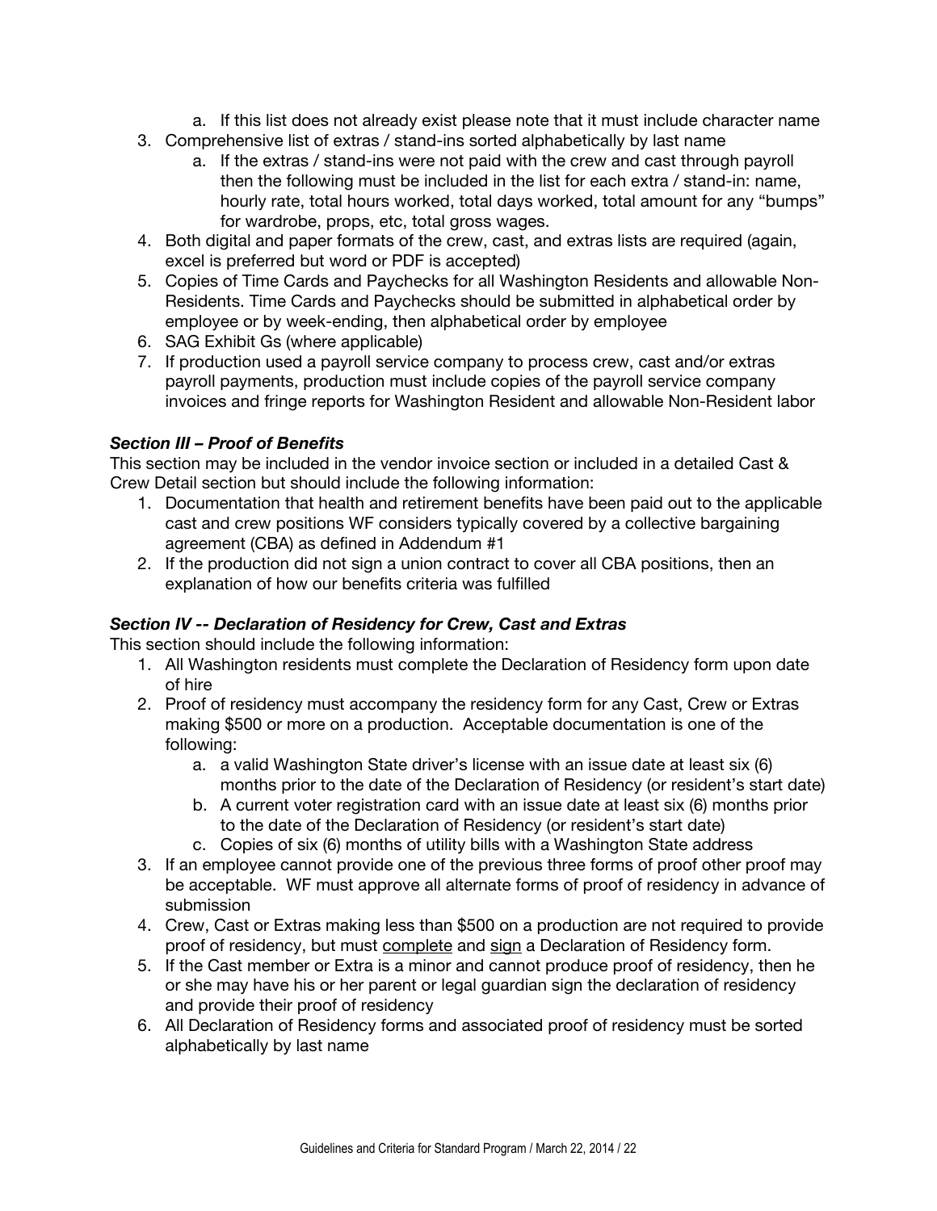a. If this list does not already exist please note that it must include character name
3. Comprehensive list of extras / stand-ins sorted alphabetically by last name
   a. If the extras / stand-ins were not paid with the crew and cast through payroll then the following must be included in the list for each extra / stand-in: name, hourly rate, total hours worked, total days worked, total amount for any "bumps" for wardrobe, props, etc, total gross wages.
4. Both digital and paper formats of the crew, cast, and extras lists are required (again, excel is preferred but word or PDF is accepted)
5. Copies of Time Cards and Paychecks for all Washington Residents and allowable Non-Residents. Time Cards and Paychecks should be submitted in alphabetical order by employee or by week-ending, then alphabetical order by employee
6. SAG Exhibit Gs (where applicable)
7. If production used a payroll service company to process crew, cast and/or extras payroll payments, production must include copies of the payroll service company invoices and fringe reports for Washington Resident and allowable Non-Resident labor

### *Section III – Proof of Benefits*

This section may be included in the vendor invoice section or included in a detailed Cast & Crew Detail section but should include the following information:

1. Documentation that health and retirement benefits have been paid out to the applicable cast and crew positions WF considers typically covered by a collective bargaining agreement (CBA) as defined in Addendum #1
2. If the production did not sign a union contract to cover all CBA positions, then an explanation of how our benefits criteria was fulfilled

### *Section IV -- Declaration of Residency for Crew, Cast and Extras*

This section should include the following information:

1. All Washington residents must complete the Declaration of Residency form upon date of hire
2. Proof of residency must accompany the residency form for any Cast, Crew or Extras making $500 or more on a production. Acceptable documentation is one of the following:
   a. a valid Washington State driver's license with an issue date at least six (6) months prior to the date of the Declaration of Residency (or resident's start date)
   b. A current voter registration card with an issue date at least six (6) months prior to the date of the Declaration of Residency (or resident's start date)
   c. Copies of six (6) months of utility bills with a Washington State address
3. If an employee cannot provide one of the previous three forms of proof other proof may be acceptable. WF must approve all alternate forms of proof of residency in advance of submission
4. Crew, Cast or Extras making less than $500 on a production are not required to provide proof of residency, but must <u>complete</u> and <u>sign</u> a Declaration of Residency form.
5. If the Cast member or Extra is a minor and cannot produce proof of residency, then he or she may have his or her parent or legal guardian sign the declaration of residency and provide their proof of residency
6. All Declaration of Residency forms and associated proof of residency must be sorted alphabetically by last name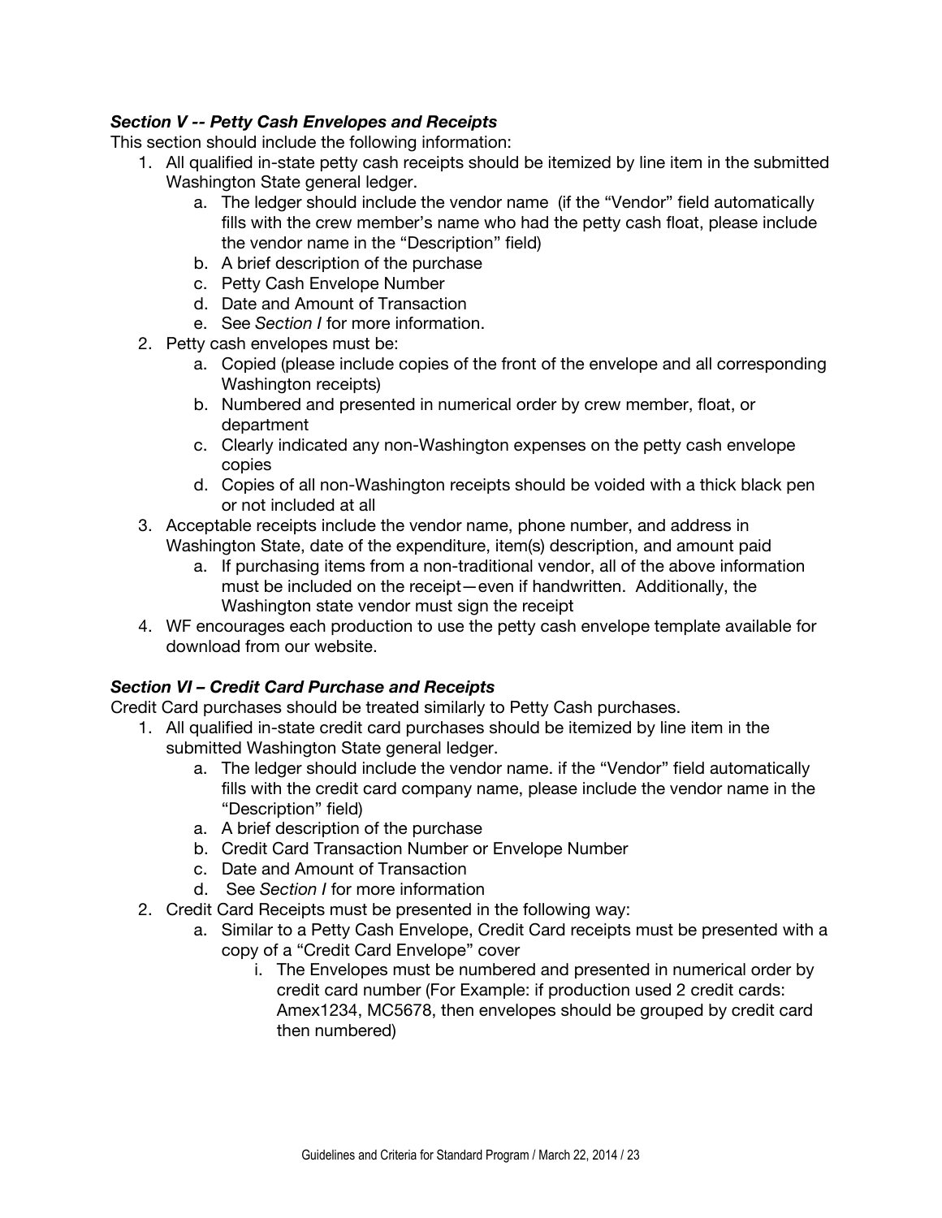***Section V -- Petty Cash Envelopes and Receipts***

This section should include the following information:

1. All qualified in-state petty cash receipts should be itemized by line item in the submitted Washington State general ledger.
   a. The ledger should include the vendor name (if the "Vendor" field automatically fills with the crew member's name who had the petty cash float, please include the vendor name in the "Description" field)
   b. A brief description of the purchase
   c. Petty Cash Envelope Number
   d. Date and Amount of Transaction
   e. See *Section I* for more information.
2. Petty cash envelopes must be:
   a. Copied (please include copies of the front of the envelope and all corresponding Washington receipts)
   b. Numbered and presented in numerical order by crew member, float, or department
   c. Clearly indicated any non-Washington expenses on the petty cash envelope copies
   d. Copies of all non-Washington receipts should be voided with a thick black pen or not included at all
3. Acceptable receipts include the vendor name, phone number, and address in Washington State, date of the expenditure, item(s) description, and amount paid
   a. If purchasing items from a non-traditional vendor, all of the above information must be included on the receipt—even if handwritten. Additionally, the Washington state vendor must sign the receipt
4. WF encourages each production to use the petty cash envelope template available for download from our website.

***Section VI – Credit Card Purchase and Receipts***

Credit Card purchases should be treated similarly to Petty Cash purchases.

1. All qualified in-state credit card purchases should be itemized by line item in the submitted Washington State general ledger.
   a. The ledger should include the vendor name. if the "Vendor" field automatically fills with the credit card company name, please include the vendor name in the "Description" field)
   a. A brief description of the purchase
   b. Credit Card Transaction Number or Envelope Number
   c. Date and Amount of Transaction
   d. See *Section I* for more information
2. Credit Card Receipts must be presented in the following way:
   a. Similar to a Petty Cash Envelope, Credit Card receipts must be presented with a copy of a "Credit Card Envelope" cover
      i. The Envelopes must be numbered and presented in numerical order by credit card number (For Example: if production used 2 credit cards: Amex1234, MC5678, then envelopes should be grouped by credit card then numbered)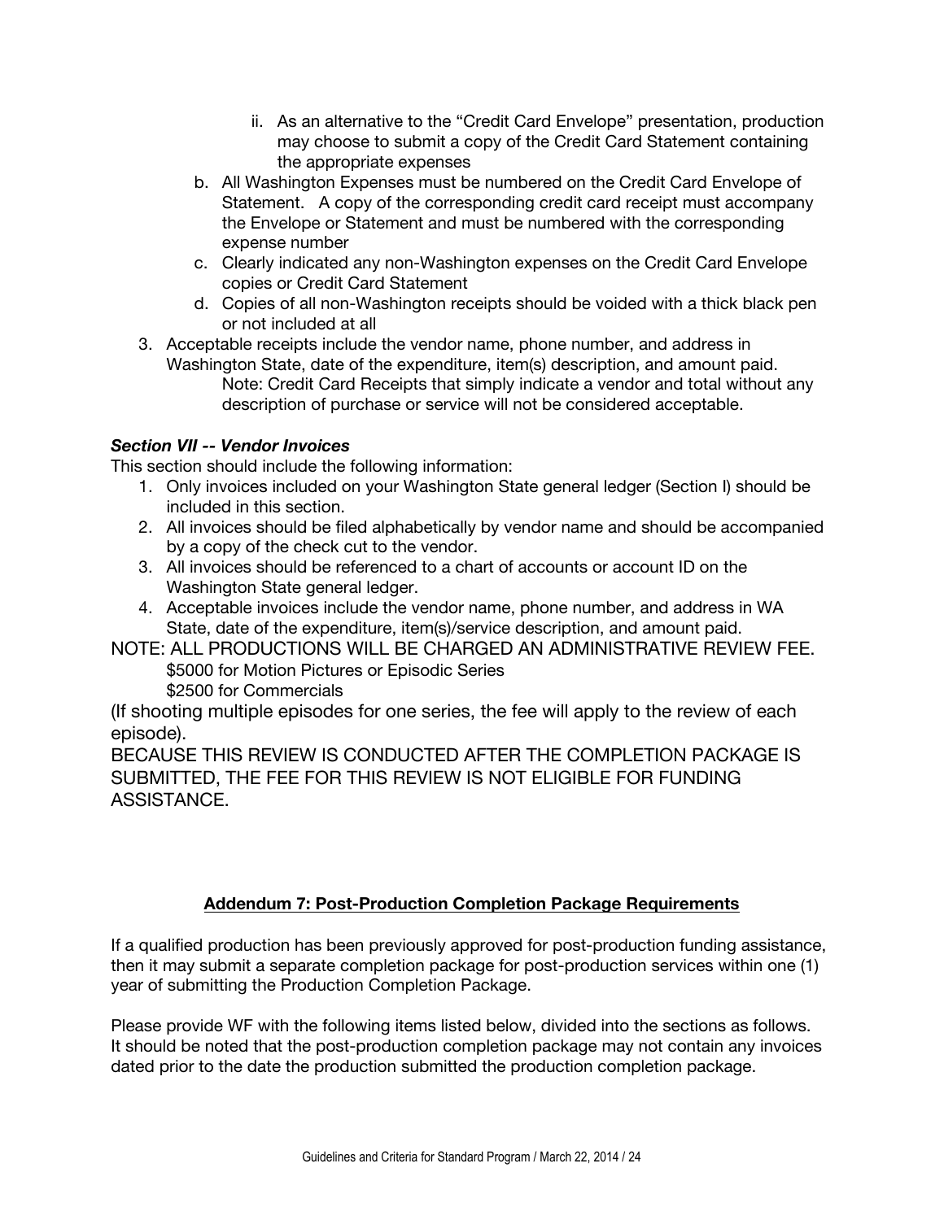- ii. As an alternative to the "Credit Card Envelope" presentation, production may choose to submit a copy of the Credit Card Statement containing the appropriate expenses

   b. All Washington Expenses must be numbered on the Credit Card Envelope of Statement. A copy of the corresponding credit card receipt must accompany the Envelope or Statement and must be numbered with the corresponding expense number

   c. Clearly indicated any non-Washington expenses on the Credit Card Envelope copies or Credit Card Statement

   d. Copies of all non-Washington receipts should be voided with a thick black pen or not included at all

3. Acceptable receipts include the vendor name, phone number, and address in Washington State, date of the expenditure, item(s) description, and amount paid.
   Note: Credit Card Receipts that simply indicate a vendor and total without any description of purchase or service will not be considered acceptable.

***Section VII -- Vendor Invoices***

This section should include the following information:

1. Only invoices included on your Washington State general ledger (Section I) should be included in this section.
2. All invoices should be filed alphabetically by vendor name and should be accompanied by a copy of the check cut to the vendor.
3. All invoices should be referenced to a chart of accounts or account ID on the Washington State general ledger.
4. Acceptable invoices include the vendor name, phone number, and address in WA State, date of the expenditure, item(s)/service description, and amount paid.

NOTE: ALL PRODUCTIONS WILL BE CHARGED AN ADMINISTRATIVE REVIEW FEE.
$5000 for Motion Pictures or Episodic Series
$2500 for Commercials

(If shooting multiple episodes for one series, the fee will apply to the review of each episode).

BECAUSE THIS REVIEW IS CONDUCTED AFTER THE COMPLETION PACKAGE IS SUBMITTED, THE FEE FOR THIS REVIEW IS NOT ELIGIBLE FOR FUNDING ASSISTANCE.

## Addendum 7: Post-Production Completion Package Requirements

If a qualified production has been previously approved for post-production funding assistance, then it may submit a separate completion package for post-production services within one (1) year of submitting the Production Completion Package.

Please provide WF with the following items listed below, divided into the sections as follows. It should be noted that the post-production completion package may not contain any invoices dated prior to the date the production submitted the production completion package.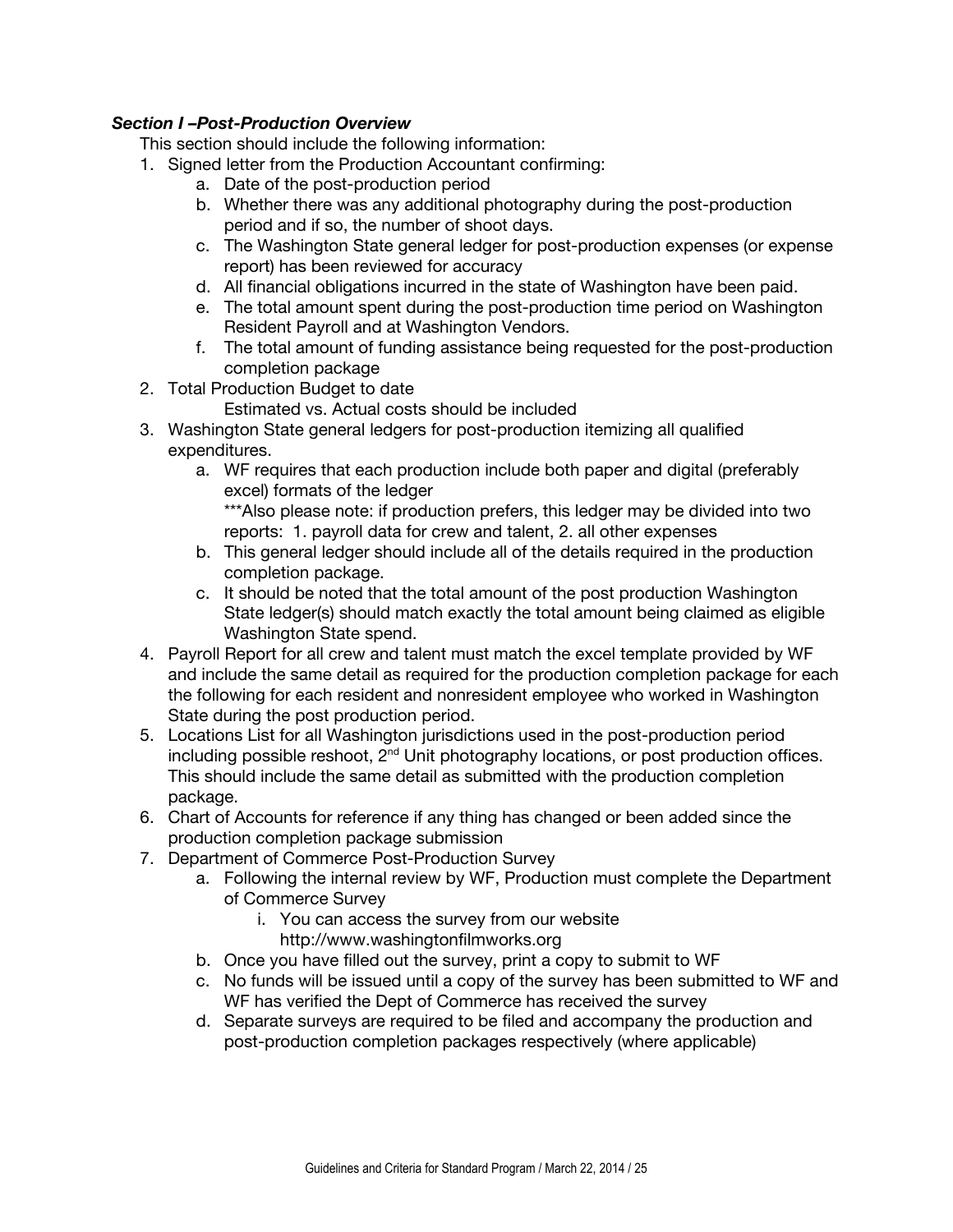***Section I –Post-Production Overview***

This section should include the following information:

1. Signed letter from the Production Accountant confirming:
    a. Date of the post-production period
    b. Whether there was any additional photography during the post-production period and if so, the number of shoot days.
    c. The Washington State general ledger for post-production expenses (or expense report) has been reviewed for accuracy
    d. All financial obligations incurred in the state of Washington have been paid.
    e. The total amount spent during the post-production time period on Washington Resident Payroll and at Washington Vendors.
    f. The total amount of funding assistance being requested for the post-production completion package
2. Total Production Budget to date
   Estimated vs. Actual costs should be included
3. Washington State general ledgers for post-production itemizing all qualified expenditures.
    a. WF requires that each production include both paper and digital (preferably excel) formats of the ledger
       ***Also please note: if production prefers, this ledger may be divided into two reports: 1. payroll data for crew and talent, 2. all other expenses
    b. This general ledger should include all of the details required in the production completion package.
    c. It should be noted that the total amount of the post production Washington State ledger(s) should match exactly the total amount being claimed as eligible Washington State spend.
4. Payroll Report for all crew and talent must match the excel template provided by WF and include the same detail as required for the production completion package for each the following for each resident and nonresident employee who worked in Washington State during the post production period.
5. Locations List for all Washington jurisdictions used in the post-production period including possible reshoot, 2nd Unit photography locations, or post production offices. This should include the same detail as submitted with the production completion package.
6. Chart of Accounts for reference if any thing has changed or been added since the production completion package submission
7. Department of Commerce Post-Production Survey
    a. Following the internal review by WF, Production must complete the Department of Commerce Survey
        i. You can access the survey from our website http://www.washingtonfilmworks.org
    b. Once you have filled out the survey, print a copy to submit to WF
    c. No funds will be issued until a copy of the survey has been submitted to WF and WF has verified the Dept of Commerce has received the survey
    d. Separate surveys are required to be filed and accompany the production and post-production completion packages respectively (where applicable)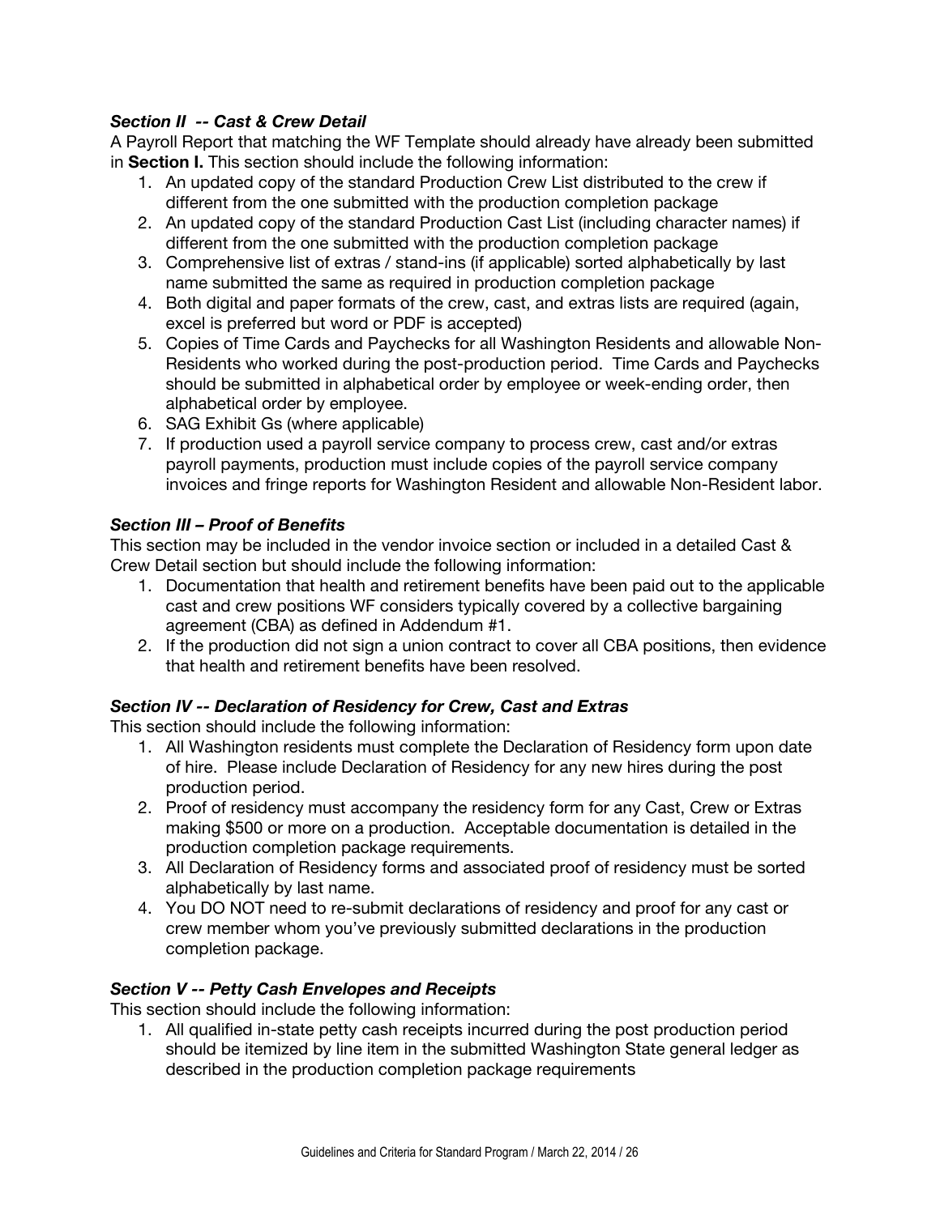***Section II -- Cast & Crew Detail***

A Payroll Report that matching the WF Template should already have already been submitted in **Section I.** This section should include the following information:

1. An updated copy of the standard Production Crew List distributed to the crew if different from the one submitted with the production completion package
2. An updated copy of the standard Production Cast List (including character names) if different from the one submitted with the production completion package
3. Comprehensive list of extras / stand-ins (if applicable) sorted alphabetically by last name submitted the same as required in production completion package
4. Both digital and paper formats of the crew, cast, and extras lists are required (again, excel is preferred but word or PDF is accepted)
5. Copies of Time Cards and Paychecks for all Washington Residents and allowable Non-Residents who worked during the post-production period. Time Cards and Paychecks should be submitted in alphabetical order by employee or week-ending order, then alphabetical order by employee.
6. SAG Exhibit Gs (where applicable)
7. If production used a payroll service company to process crew, cast and/or extras payroll payments, production must include copies of the payroll service company invoices and fringe reports for Washington Resident and allowable Non-Resident labor.

***Section III – Proof of Benefits***

This section may be included in the vendor invoice section or included in a detailed Cast & Crew Detail section but should include the following information:

1. Documentation that health and retirement benefits have been paid out to the applicable cast and crew positions WF considers typically covered by a collective bargaining agreement (CBA) as defined in Addendum #1.
2. If the production did not sign a union contract to cover all CBA positions, then evidence that health and retirement benefits have been resolved.

***Section IV -- Declaration of Residency for Crew, Cast and Extras***

This section should include the following information:

1. All Washington residents must complete the Declaration of Residency form upon date of hire. Please include Declaration of Residency for any new hires during the post production period.
2. Proof of residency must accompany the residency form for any Cast, Crew or Extras making $500 or more on a production. Acceptable documentation is detailed in the production completion package requirements.
3. All Declaration of Residency forms and associated proof of residency must be sorted alphabetically by last name.
4. You DO NOT need to re-submit declarations of residency and proof for any cast or crew member whom you've previously submitted declarations in the production completion package.

***Section V -- Petty Cash Envelopes and Receipts***

This section should include the following information:

1. All qualified in-state petty cash receipts incurred during the post production period should be itemized by line item in the submitted Washington State general ledger as described in the production completion package requirements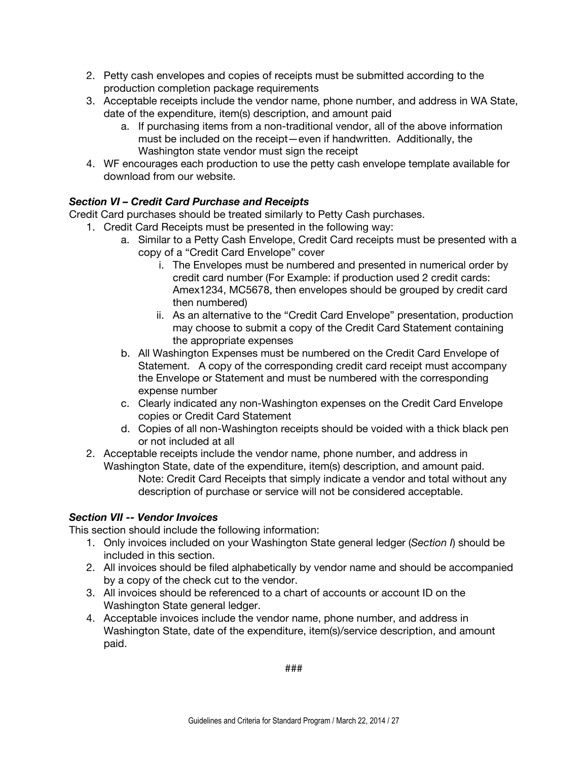2. Petty cash envelopes and copies of receipts must be submitted according to the production completion package requirements
3. Acceptable receipts include the vendor name, phone number, and address in WA State, date of the expenditure, item(s) description, and amount paid
   a. If purchasing items from a non-traditional vendor, all of the above information must be included on the receipt—even if handwritten. Additionally, the Washington state vendor must sign the receipt
4. WF encourages each production to use the petty cash envelope template available for download from our website.

***Section VI – Credit Card Purchase and Receipts***

Credit Card purchases should be treated similarly to Petty Cash purchases.

1. Credit Card Receipts must be presented in the following way:
   a. Similar to a Petty Cash Envelope, Credit Card receipts must be presented with a copy of a "Credit Card Envelope" cover
      i. The Envelopes must be numbered and presented in numerical order by credit card number (For Example: if production used 2 credit cards: Amex1234, MC5678, then envelopes should be grouped by credit card then numbered)
      ii. As an alternative to the "Credit Card Envelope" presentation, production may choose to submit a copy of the Credit Card Statement containing the appropriate expenses
   b. All Washington Expenses must be numbered on the Credit Card Envelope of Statement. A copy of the corresponding credit card receipt must accompany the Envelope or Statement and must be numbered with the corresponding expense number
   c. Clearly indicated any non-Washington expenses on the Credit Card Envelope copies or Credit Card Statement
   d. Copies of all non-Washington receipts should be voided with a thick black pen or not included at all
2. Acceptable receipts include the vendor name, phone number, and address in Washington State, date of the expenditure, item(s) description, and amount paid.
   Note: Credit Card Receipts that simply indicate a vendor and total without any description of purchase or service will not be considered acceptable.

***Section VII -- Vendor Invoices***

This section should include the following information:

1. Only invoices included on your Washington State general ledger (*Section I*) should be included in this section.
2. All invoices should be filed alphabetically by vendor name and should be accompanied by a copy of the check cut to the vendor.
3. All invoices should be referenced to a chart of accounts or account ID on the Washington State general ledger.
4. Acceptable invoices include the vendor name, phone number, and address in Washington State, date of the expenditure, item(s)/service description, and amount paid.

###